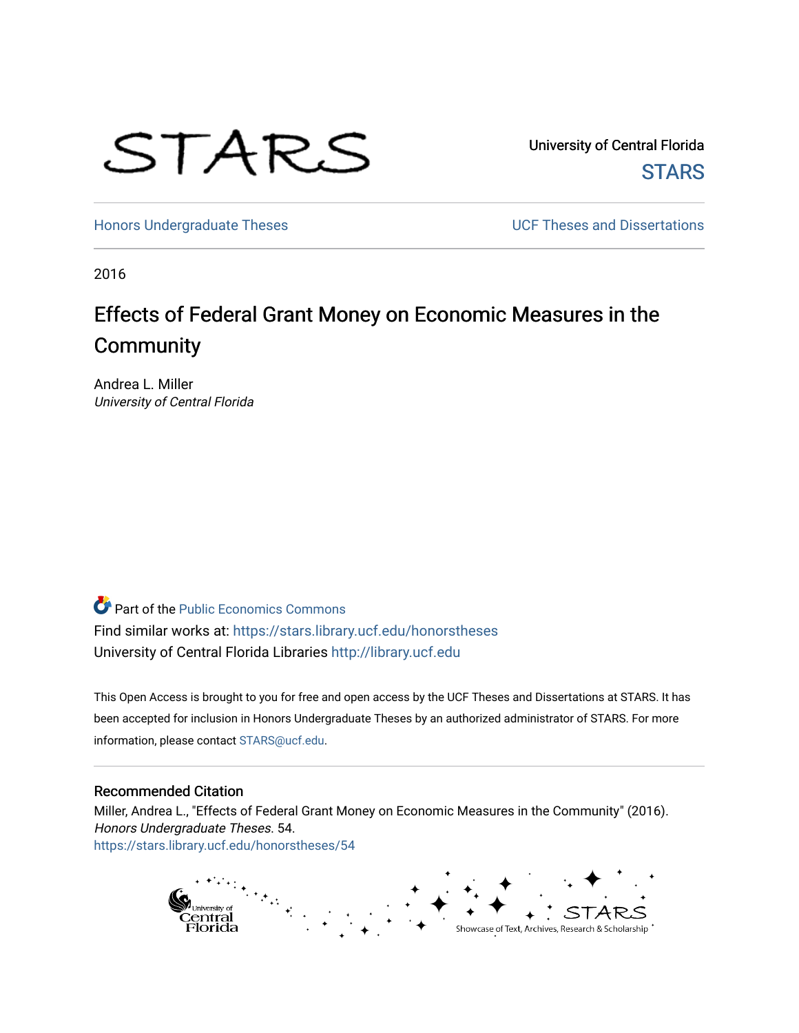University of Central Florida

STARS

Honors Undergraduate Theses

UCF Theses and Dissertations

2016

# Effects of Federal Grant Money on Economic Measures in the Community

Andrea L. Miller
*University of Central Florida*

Part of the Public Economics Commons

Find similar works at: https://stars.library.ucf.edu/honorstheses

University of Central Florida Libraries http://library.ucf.edu

This Open Access is brought to you for free and open access by the UCF Theses and Dissertations at STARS. It has been accepted for inclusion in Honors Undergraduate Theses by an authorized administrator of STARS. For more information, please contact STARS@ucf.edu.

## Recommended Citation

Miller, Andrea L., "Effects of Federal Grant Money on Economic Measures in the Community" (2016). *Honors Undergraduate Theses*. 54.
https://stars.library.ucf.edu/honorstheses/54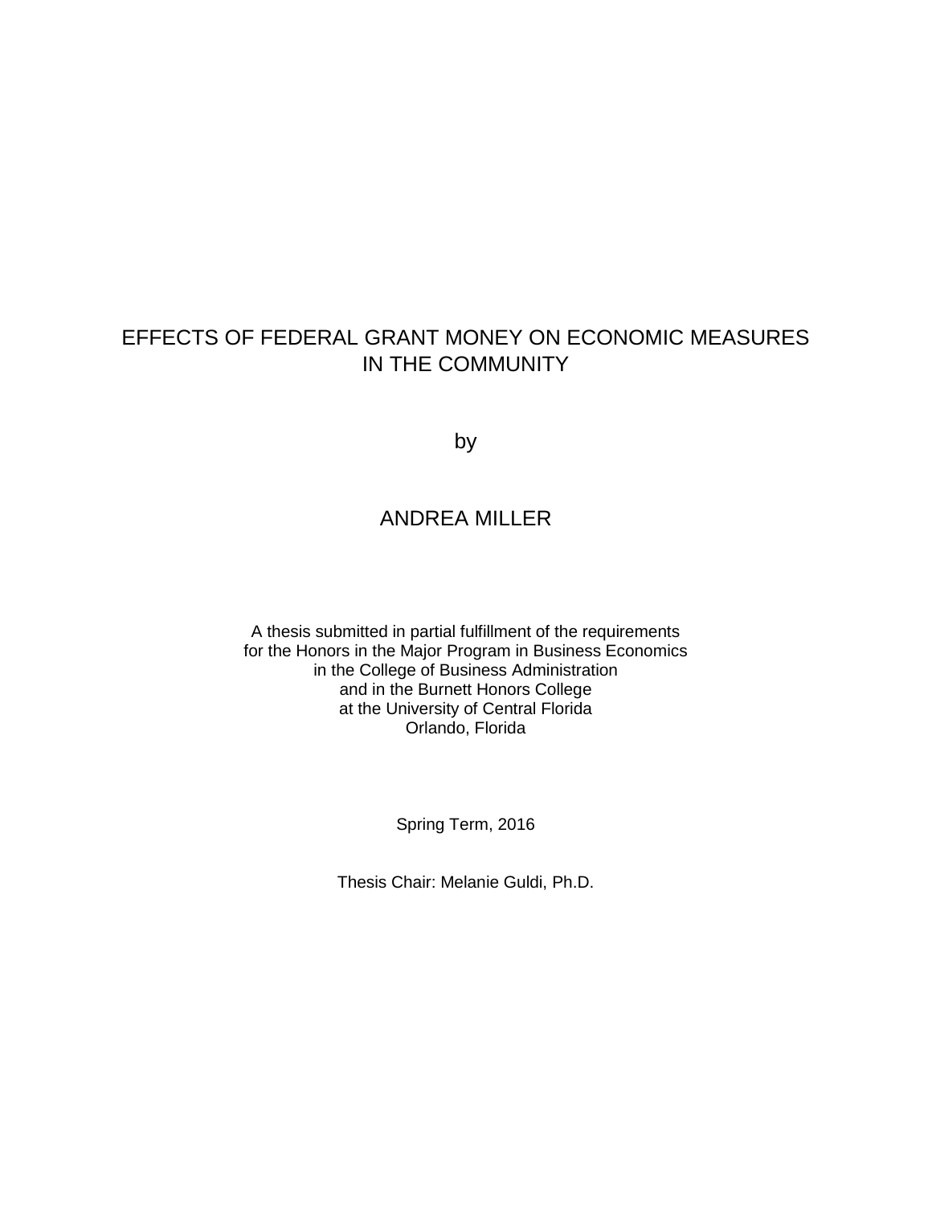# EFFECTS OF FEDERAL GRANT MONEY ON ECONOMIC MEASURES IN THE COMMUNITY

by

ANDREA MILLER

A thesis submitted in partial fulfillment of the requirements
for the Honors in the Major Program in Business Economics
in the College of Business Administration
and in the Burnett Honors College
at the University of Central Florida
Orlando, Florida

Spring Term, 2016

Thesis Chair: Melanie Guldi, Ph.D.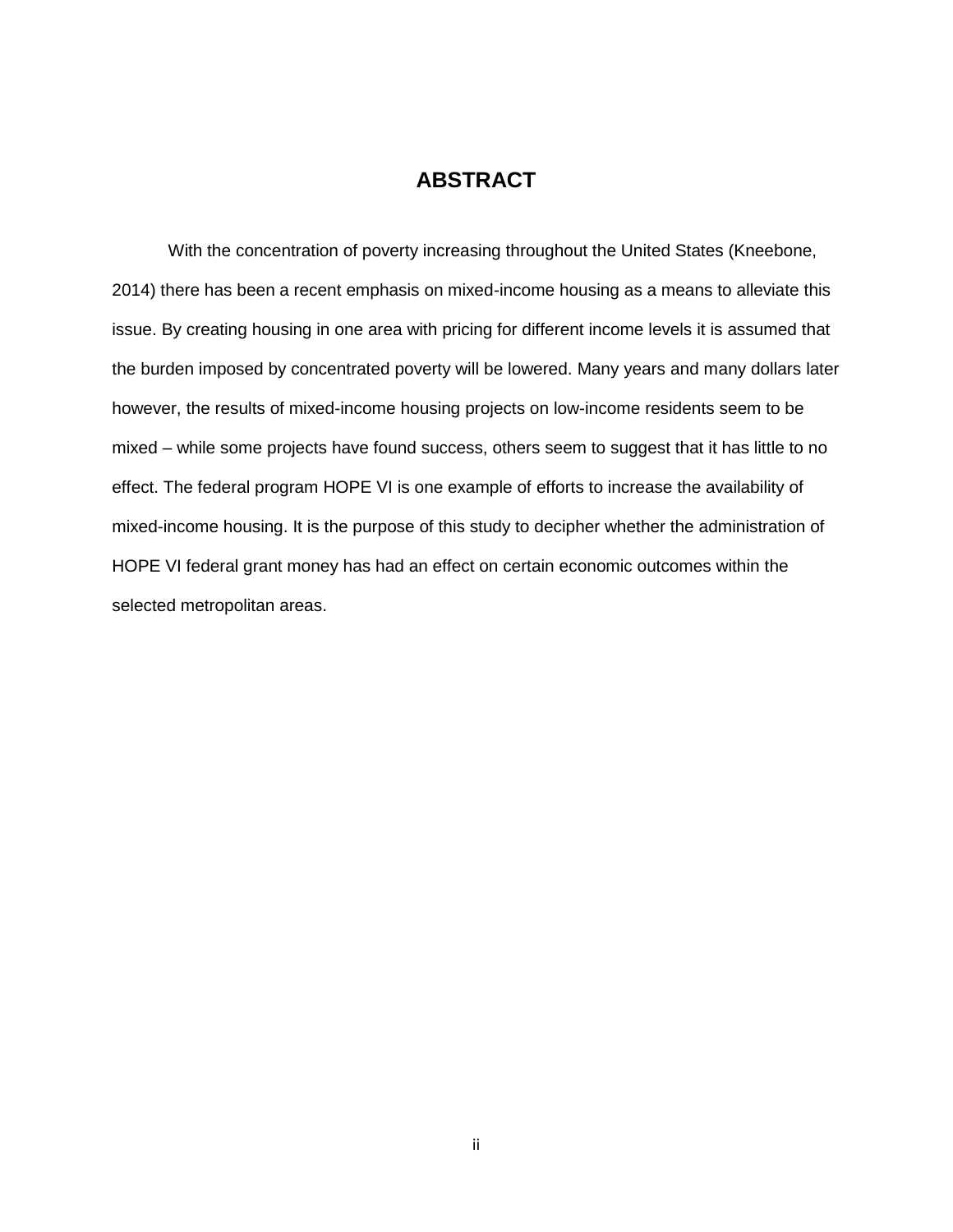# ABSTRACT

With the concentration of poverty increasing throughout the United States (Kneebone, 2014) there has been a recent emphasis on mixed-income housing as a means to alleviate this issue. By creating housing in one area with pricing for different income levels it is assumed that the burden imposed by concentrated poverty will be lowered. Many years and many dollars later however, the results of mixed-income housing projects on low-income residents seem to be mixed – while some projects have found success, others seem to suggest that it has little to no effect. The federal program HOPE VI is one example of efforts to increase the availability of mixed-income housing. It is the purpose of this study to decipher whether the administration of HOPE VI federal grant money has had an effect on certain economic outcomes within the selected metropolitan areas.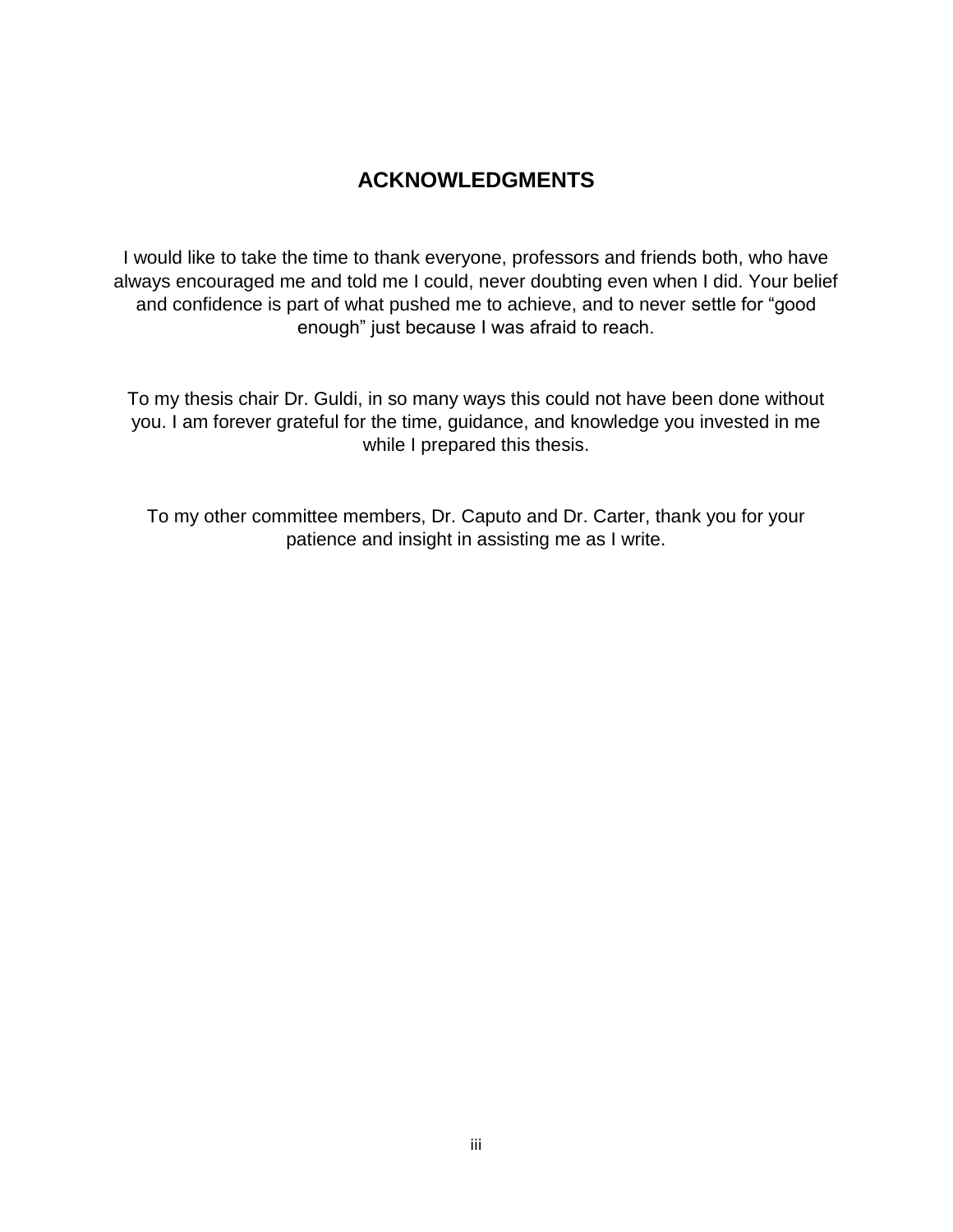# ACKNOWLEDGMENTS

I would like to take the time to thank everyone, professors and friends both, who have always encouraged me and told me I could, never doubting even when I did. Your belief and confidence is part of what pushed me to achieve, and to never settle for "good enough" just because I was afraid to reach.

To my thesis chair Dr. Guldi, in so many ways this could not have been done without you. I am forever grateful for the time, guidance, and knowledge you invested in me while I prepared this thesis.

To my other committee members, Dr. Caputo and Dr. Carter, thank you for your patience and insight in assisting me as I write.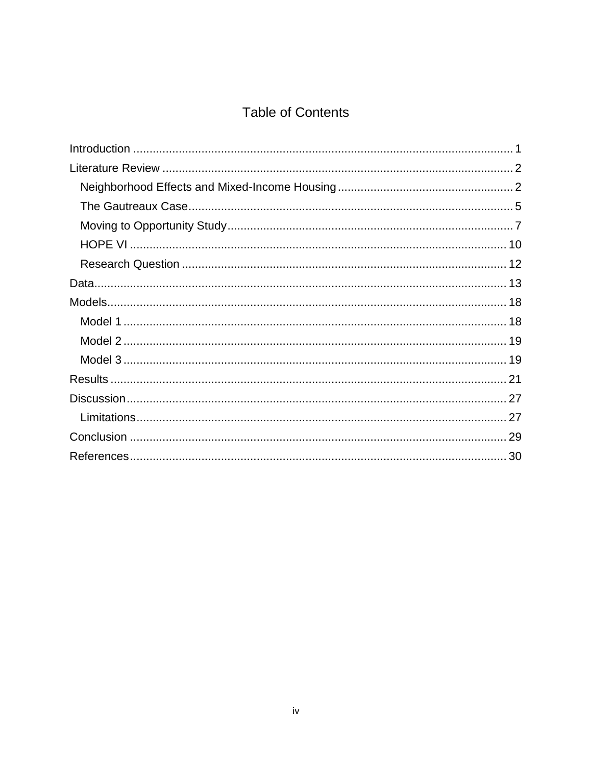# Table of Contents

- Introduction ..... 1
- Literature Review ..... 2
  - Neighborhood Effects and Mixed-Income Housing ..... 2
  - The Gautreaux Case ..... 5
  - Moving to Opportunity Study ..... 7
  - HOPE VI ..... 10
  - Research Question ..... 12
- Data ..... 13
- Models ..... 18
  - Model 1 ..... 18
  - Model 2 ..... 19
  - Model 3 ..... 19
- Results ..... 21
- Discussion ..... 27
  - Limitations ..... 27
- Conclusion ..... 29
- References ..... 30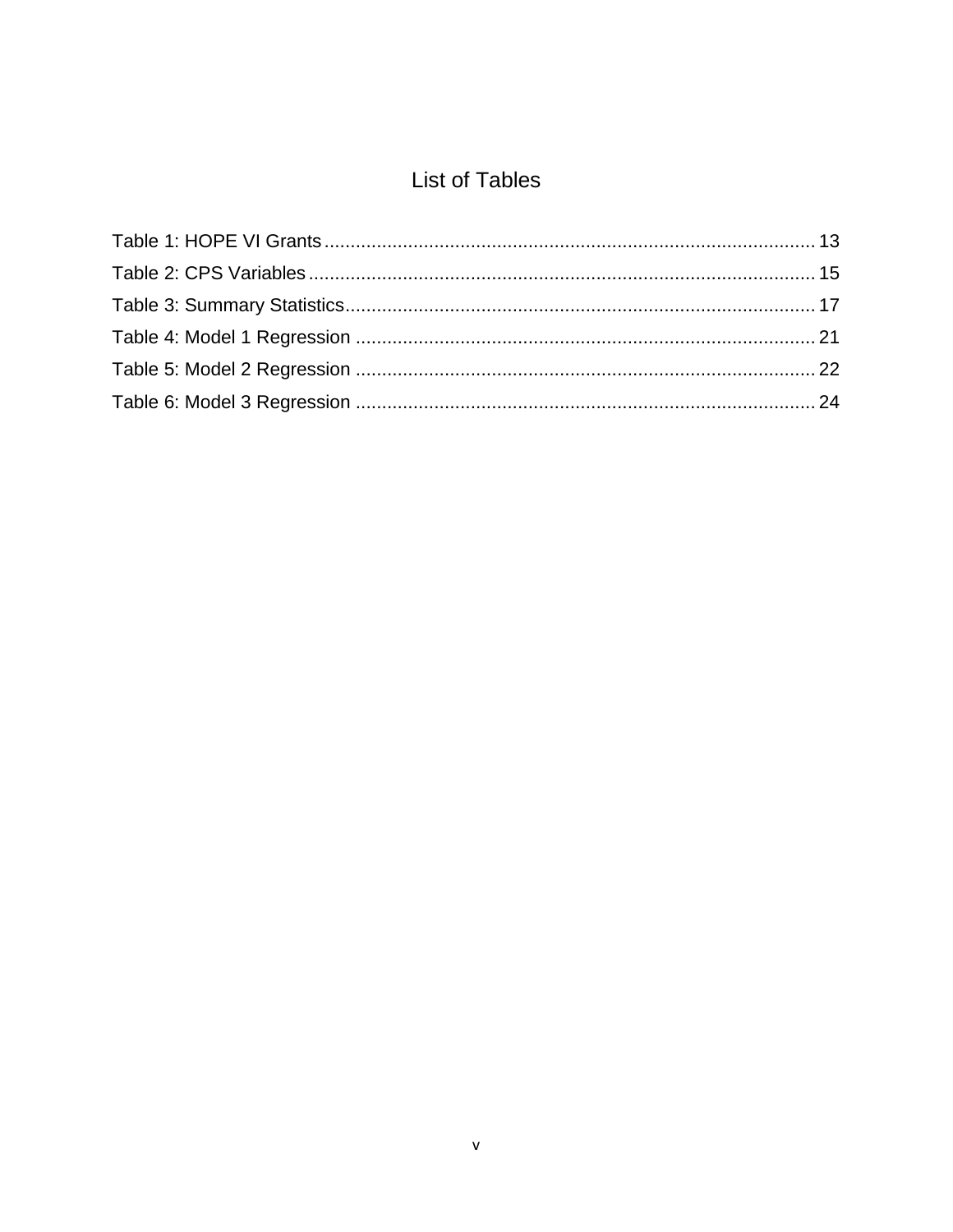# List of Tables

Table 1: HOPE VI Grants ........................................................................................ 13
Table 2: CPS Variables ........................................................................................... 15
Table 3: Summary Statistics .................................................................................... 17
Table 4: Model 1 Regression .................................................................................. 21
Table 5: Model 2 Regression .................................................................................. 22
Table 6: Model 3 Regression .................................................................................. 24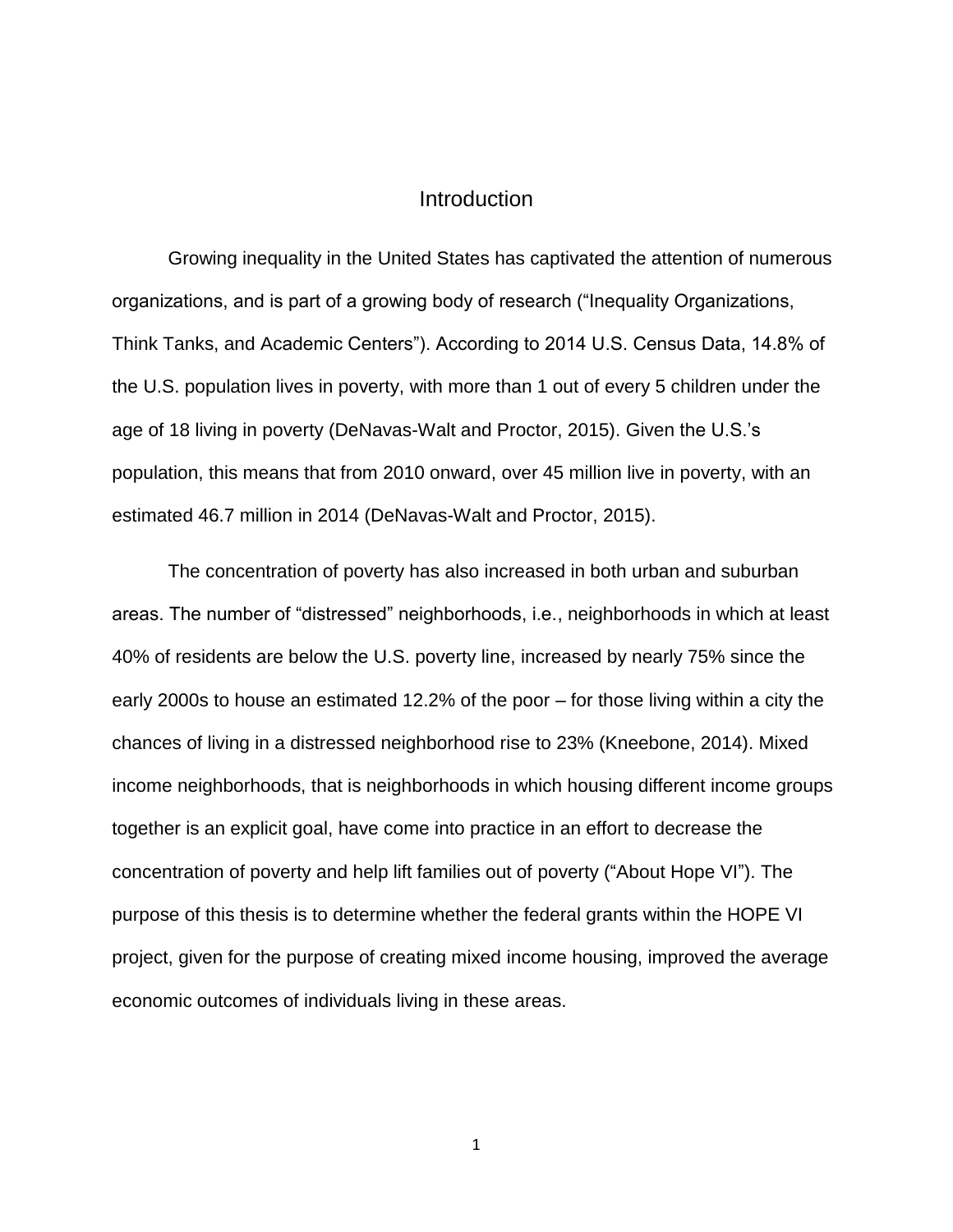# Introduction

Growing inequality in the United States has captivated the attention of numerous organizations, and is part of a growing body of research ("Inequality Organizations, Think Tanks, and Academic Centers"). According to 2014 U.S. Census Data, 14.8% of the U.S. population lives in poverty, with more than 1 out of every 5 children under the age of 18 living in poverty (DeNavas-Walt and Proctor, 2015). Given the U.S.'s population, this means that from 2010 onward, over 45 million live in poverty, with an estimated 46.7 million in 2014 (DeNavas-Walt and Proctor, 2015).

The concentration of poverty has also increased in both urban and suburban areas. The number of "distressed" neighborhoods, i.e., neighborhoods in which at least 40% of residents are below the U.S. poverty line, increased by nearly 75% since the early 2000s to house an estimated 12.2% of the poor – for those living within a city the chances of living in a distressed neighborhood rise to 23% (Kneebone, 2014). Mixed income neighborhoods, that is neighborhoods in which housing different income groups together is an explicit goal, have come into practice in an effort to decrease the concentration of poverty and help lift families out of poverty ("About Hope VI"). The purpose of this thesis is to determine whether the federal grants within the HOPE VI project, given for the purpose of creating mixed income housing, improved the average economic outcomes of individuals living in these areas.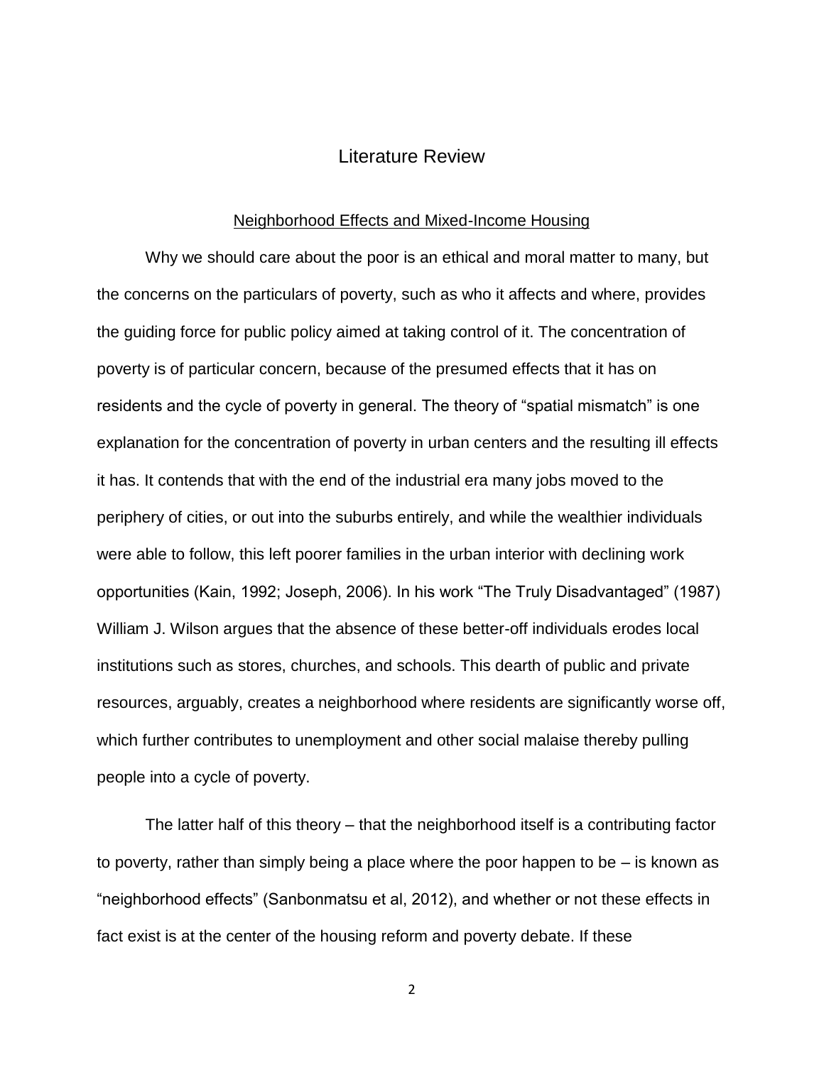# Literature Review

## Neighborhood Effects and Mixed-Income Housing

Why we should care about the poor is an ethical and moral matter to many, but the concerns on the particulars of poverty, such as who it affects and where, provides the guiding force for public policy aimed at taking control of it. The concentration of poverty is of particular concern, because of the presumed effects that it has on residents and the cycle of poverty in general. The theory of "spatial mismatch" is one explanation for the concentration of poverty in urban centers and the resulting ill effects it has. It contends that with the end of the industrial era many jobs moved to the periphery of cities, or out into the suburbs entirely, and while the wealthier individuals were able to follow, this left poorer families in the urban interior with declining work opportunities (Kain, 1992; Joseph, 2006). In his work "The Truly Disadvantaged" (1987) William J. Wilson argues that the absence of these better-off individuals erodes local institutions such as stores, churches, and schools. This dearth of public and private resources, arguably, creates a neighborhood where residents are significantly worse off, which further contributes to unemployment and other social malaise thereby pulling people into a cycle of poverty.

The latter half of this theory – that the neighborhood itself is a contributing factor to poverty, rather than simply being a place where the poor happen to be – is known as "neighborhood effects" (Sanbonmatsu et al, 2012), and whether or not these effects in fact exist is at the center of the housing reform and poverty debate. If these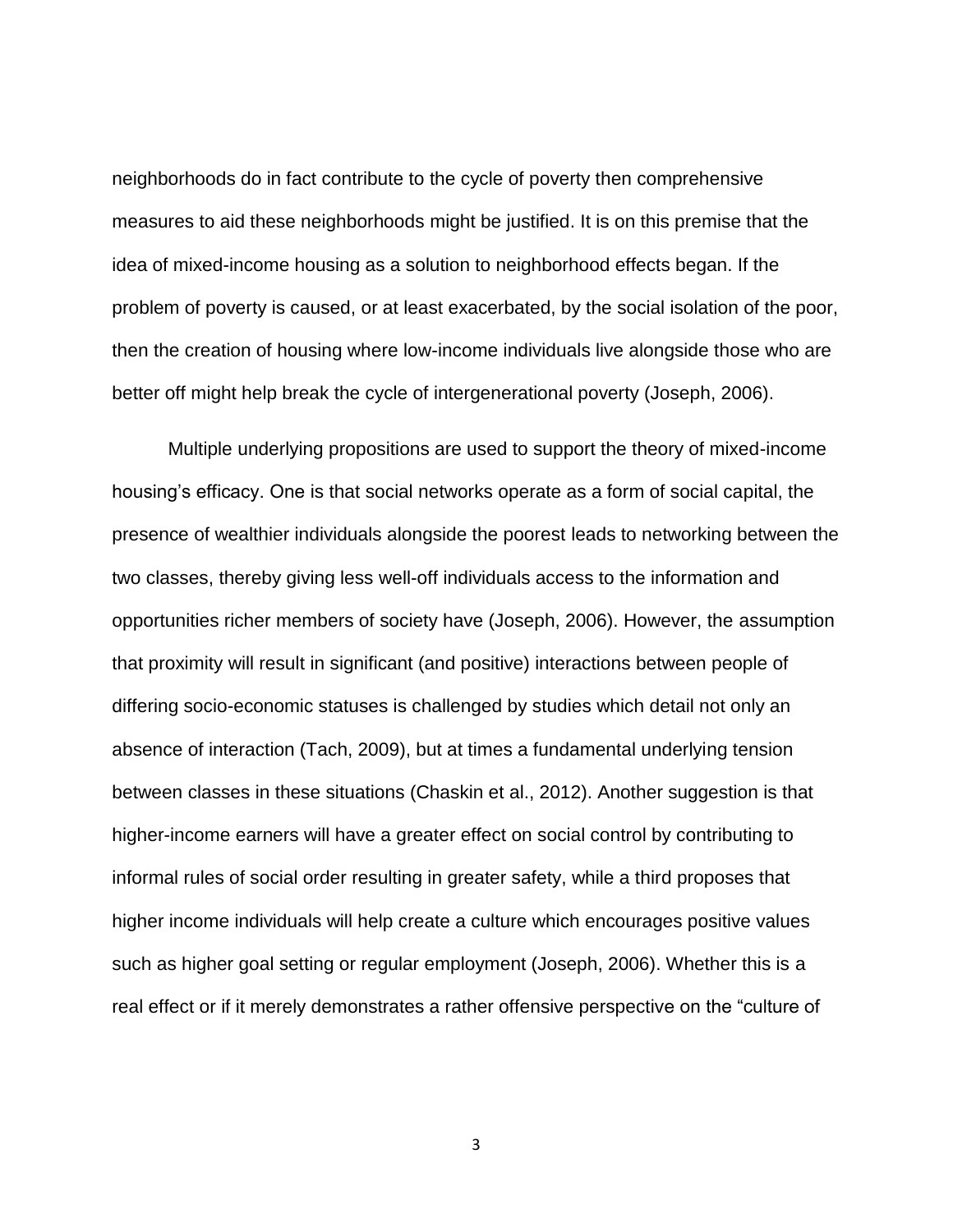neighborhoods do in fact contribute to the cycle of poverty then comprehensive measures to aid these neighborhoods might be justified. It is on this premise that the idea of mixed-income housing as a solution to neighborhood effects began. If the problem of poverty is caused, or at least exacerbated, by the social isolation of the poor, then the creation of housing where low-income individuals live alongside those who are better off might help break the cycle of intergenerational poverty (Joseph, 2006).

Multiple underlying propositions are used to support the theory of mixed-income housing's efficacy. One is that social networks operate as a form of social capital, the presence of wealthier individuals alongside the poorest leads to networking between the two classes, thereby giving less well-off individuals access to the information and opportunities richer members of society have (Joseph, 2006). However, the assumption that proximity will result in significant (and positive) interactions between people of differing socio-economic statuses is challenged by studies which detail not only an absence of interaction (Tach, 2009), but at times a fundamental underlying tension between classes in these situations (Chaskin et al., 2012). Another suggestion is that higher-income earners will have a greater effect on social control by contributing to informal rules of social order resulting in greater safety, while a third proposes that higher income individuals will help create a culture which encourages positive values such as higher goal setting or regular employment (Joseph, 2006). Whether this is a real effect or if it merely demonstrates a rather offensive perspective on the "culture of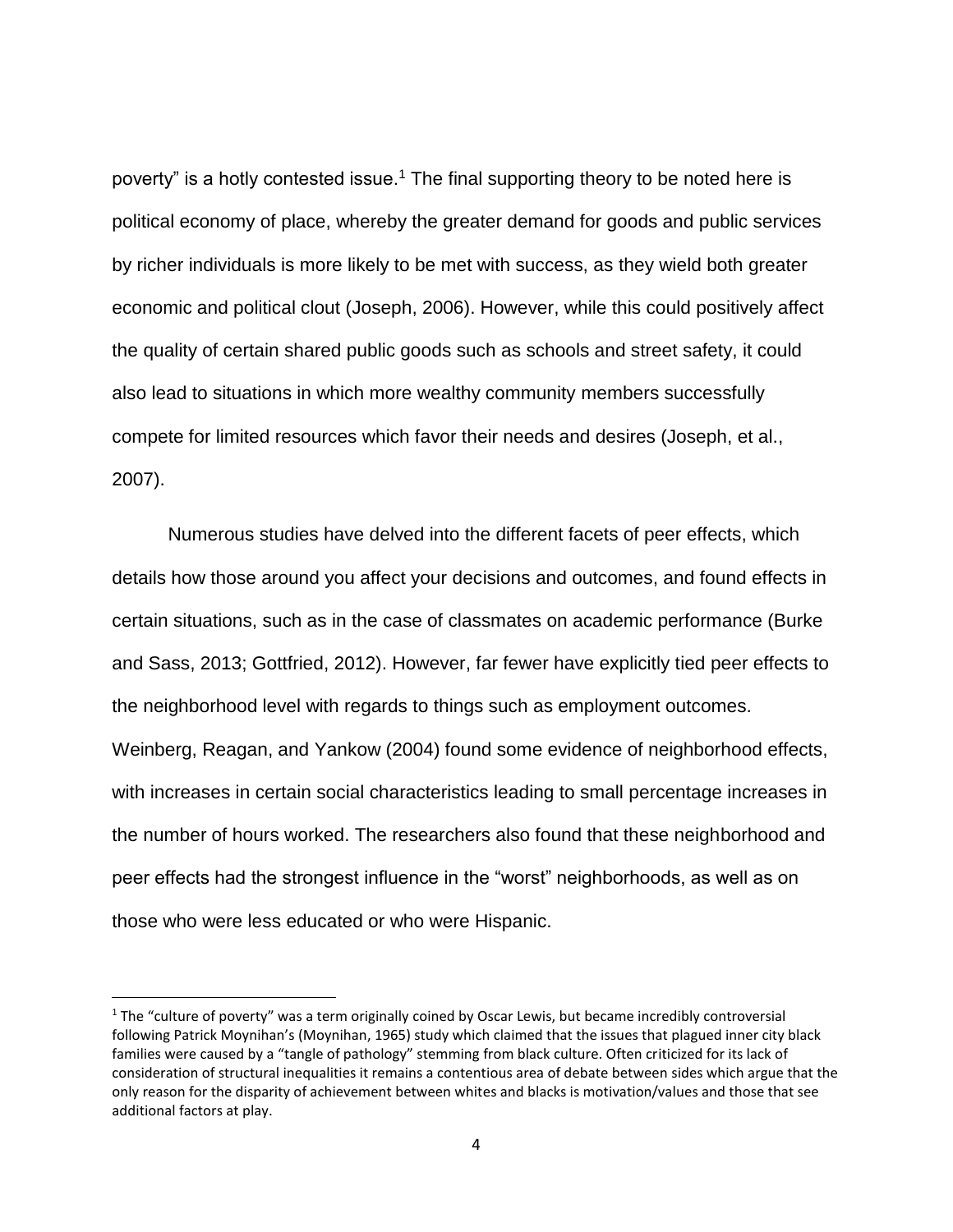poverty" is a hotly contested issue.[1] The final supporting theory to be noted here is political economy of place, whereby the greater demand for goods and public services by richer individuals is more likely to be met with success, as they wield both greater economic and political clout (Joseph, 2006). However, while this could positively affect the quality of certain shared public goods such as schools and street safety, it could also lead to situations in which more wealthy community members successfully compete for limited resources which favor their needs and desires (Joseph, et al., 2007).

Numerous studies have delved into the different facets of peer effects, which details how those around you affect your decisions and outcomes, and found effects in certain situations, such as in the case of classmates on academic performance (Burke and Sass, 2013; Gottfried, 2012). However, far fewer have explicitly tied peer effects to the neighborhood level with regards to things such as employment outcomes. Weinberg, Reagan, and Yankow (2004) found some evidence of neighborhood effects, with increases in certain social characteristics leading to small percentage increases in the number of hours worked. The researchers also found that these neighborhood and peer effects had the strongest influence in the "worst" neighborhoods, as well as on those who were less educated or who were Hispanic.

[1] The "culture of poverty" was a term originally coined by Oscar Lewis, but became incredibly controversial following Patrick Moynihan's (Moynihan, 1965) study which claimed that the issues that plagued inner city black families were caused by a "tangle of pathology" stemming from black culture. Often criticized for its lack of consideration of structural inequalities it remains a contentious area of debate between sides which argue that the only reason for the disparity of achievement between whites and blacks is motivation/values and those that see additional factors at play.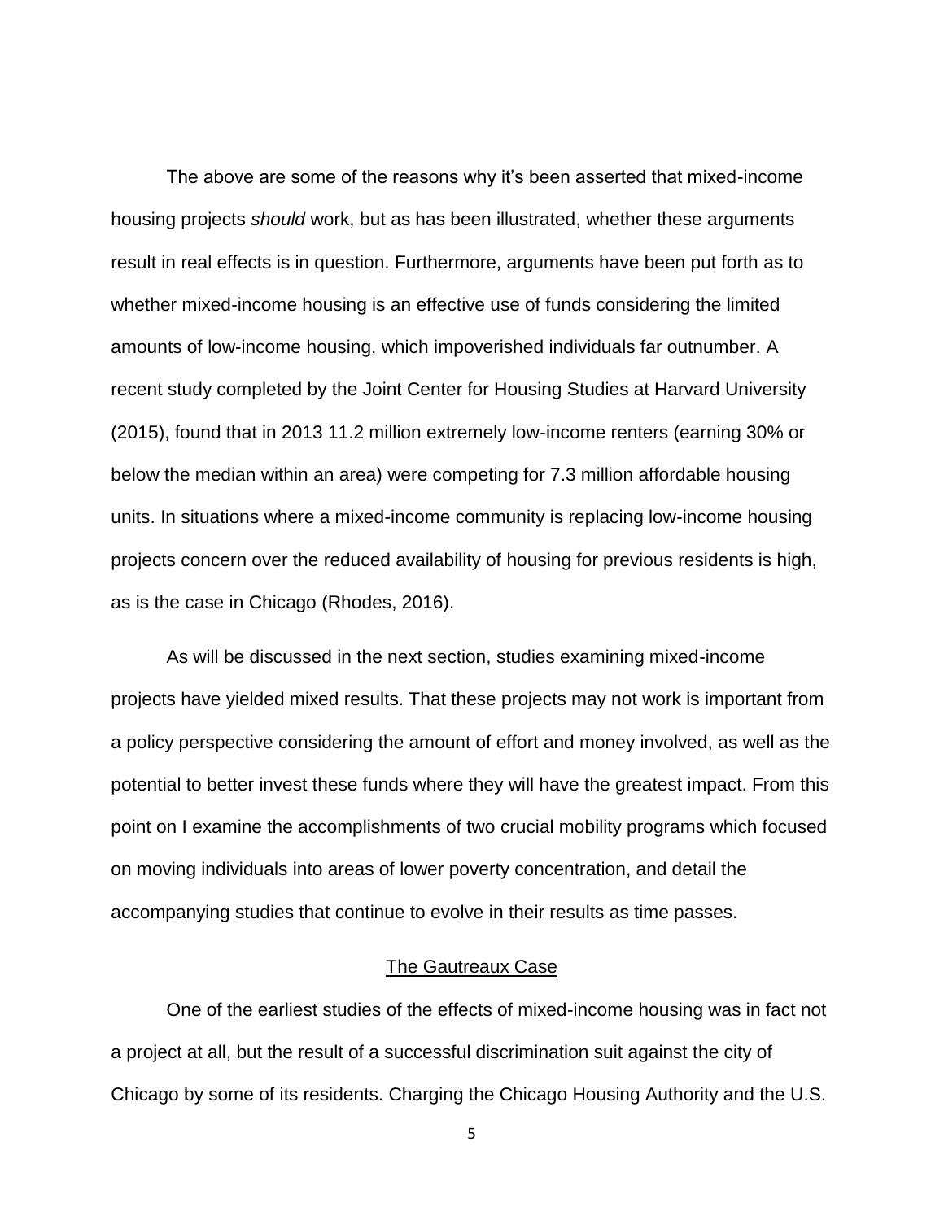The above are some of the reasons why it's been asserted that mixed-income housing projects *should* work, but as has been illustrated, whether these arguments result in real effects is in question. Furthermore, arguments have been put forth as to whether mixed-income housing is an effective use of funds considering the limited amounts of low-income housing, which impoverished individuals far outnumber. A recent study completed by the Joint Center for Housing Studies at Harvard University (2015), found that in 2013 11.2 million extremely low-income renters (earning 30% or below the median within an area) were competing for 7.3 million affordable housing units. In situations where a mixed-income community is replacing low-income housing projects concern over the reduced availability of housing for previous residents is high, as is the case in Chicago (Rhodes, 2016).

As will be discussed in the next section, studies examining mixed-income projects have yielded mixed results. That these projects may not work is important from a policy perspective considering the amount of effort and money involved, as well as the potential to better invest these funds where they will have the greatest impact. From this point on I examine the accomplishments of two crucial mobility programs which focused on moving individuals into areas of lower poverty concentration, and detail the accompanying studies that continue to evolve in their results as time passes.

## The Gautreaux Case

One of the earliest studies of the effects of mixed-income housing was in fact not a project at all, but the result of a successful discrimination suit against the city of Chicago by some of its residents. Charging the Chicago Housing Authority and the U.S.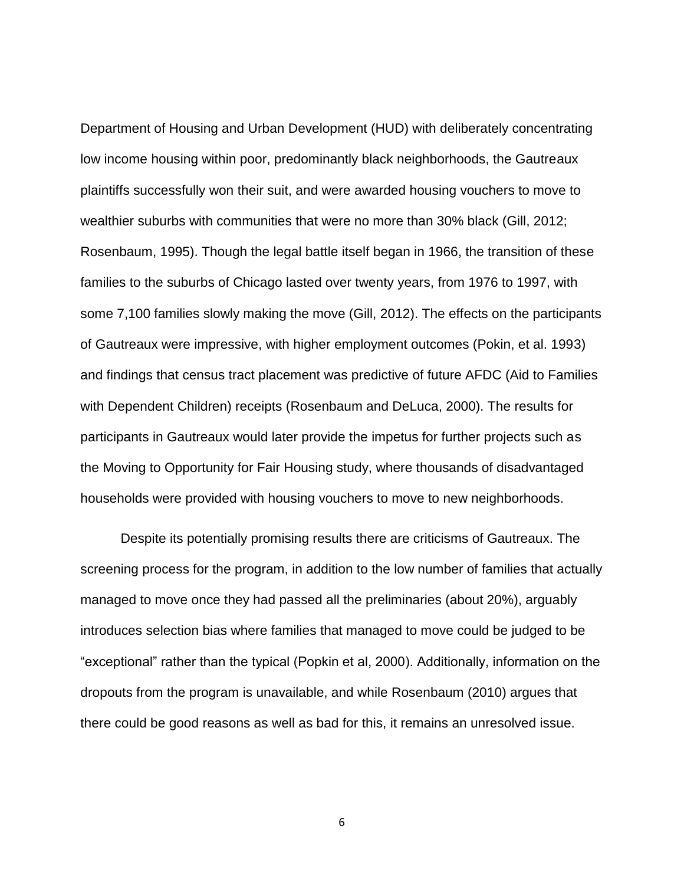Department of Housing and Urban Development (HUD) with deliberately concentrating low income housing within poor, predominantly black neighborhoods, the Gautreaux plaintiffs successfully won their suit, and were awarded housing vouchers to move to wealthier suburbs with communities that were no more than 30% black (Gill, 2012; Rosenbaum, 1995). Though the legal battle itself began in 1966, the transition of these families to the suburbs of Chicago lasted over twenty years, from 1976 to 1997, with some 7,100 families slowly making the move (Gill, 2012). The effects on the participants of Gautreaux were impressive, with higher employment outcomes (Pokin, et al. 1993) and findings that census tract placement was predictive of future AFDC (Aid to Families with Dependent Children) receipts (Rosenbaum and DeLuca, 2000). The results for participants in Gautreaux would later provide the impetus for further projects such as the Moving to Opportunity for Fair Housing study, where thousands of disadvantaged households were provided with housing vouchers to move to new neighborhoods.

Despite its potentially promising results there are criticisms of Gautreaux. The screening process for the program, in addition to the low number of families that actually managed to move once they had passed all the preliminaries (about 20%), arguably introduces selection bias where families that managed to move could be judged to be "exceptional" rather than the typical (Popkin et al, 2000). Additionally, information on the dropouts from the program is unavailable, and while Rosenbaum (2010) argues that there could be good reasons as well as bad for this, it remains an unresolved issue.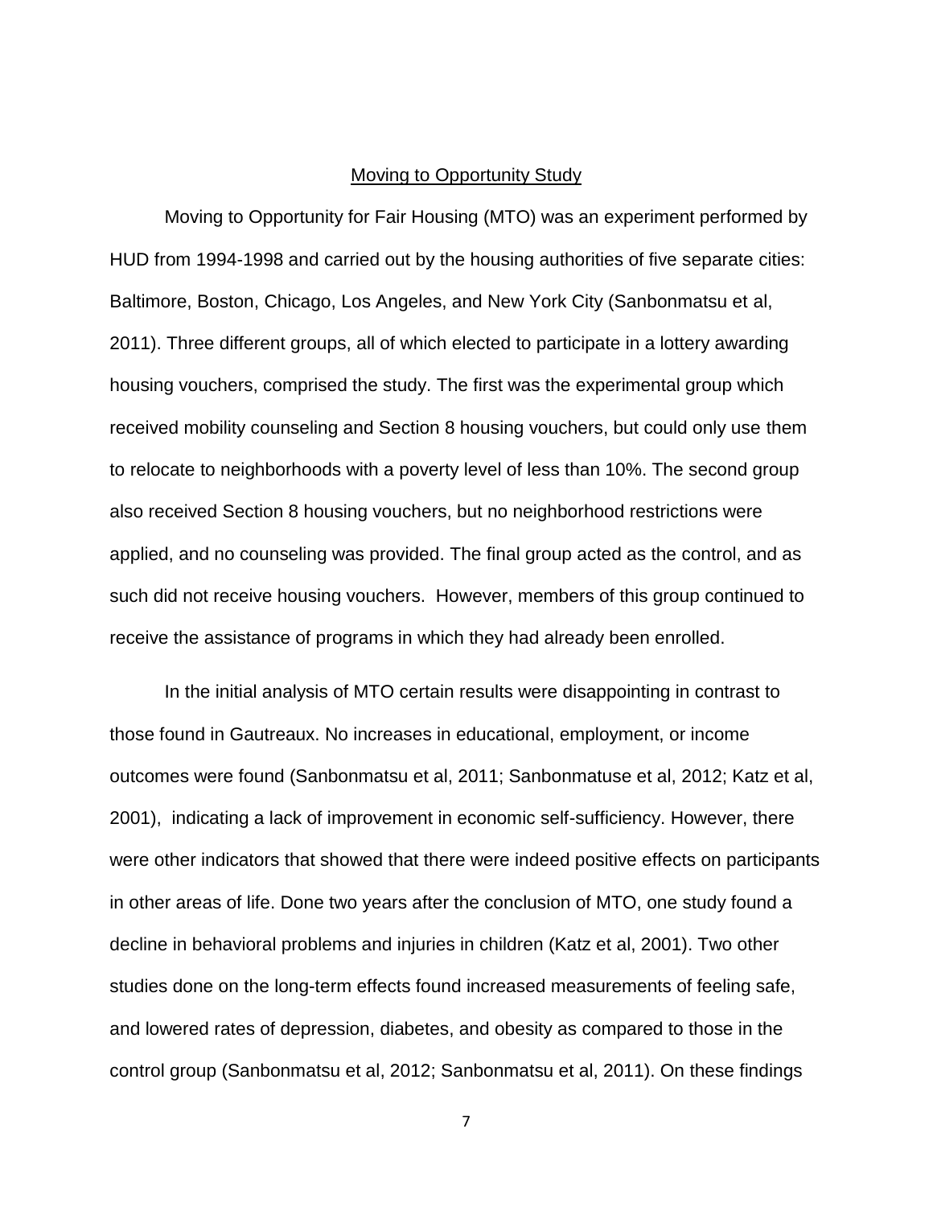## Moving to Opportunity Study

Moving to Opportunity for Fair Housing (MTO) was an experiment performed by HUD from 1994-1998 and carried out by the housing authorities of five separate cities: Baltimore, Boston, Chicago, Los Angeles, and New York City (Sanbonmatsu et al, 2011). Three different groups, all of which elected to participate in a lottery awarding housing vouchers, comprised the study. The first was the experimental group which received mobility counseling and Section 8 housing vouchers, but could only use them to relocate to neighborhoods with a poverty level of less than 10%. The second group also received Section 8 housing vouchers, but no neighborhood restrictions were applied, and no counseling was provided. The final group acted as the control, and as such did not receive housing vouchers. However, members of this group continued to receive the assistance of programs in which they had already been enrolled.

In the initial analysis of MTO certain results were disappointing in contrast to those found in Gautreaux. No increases in educational, employment, or income outcomes were found (Sanbonmatsu et al, 2011; Sanbonmatuse et al, 2012; Katz et al, 2001), indicating a lack of improvement in economic self-sufficiency. However, there were other indicators that showed that there were indeed positive effects on participants in other areas of life. Done two years after the conclusion of MTO, one study found a decline in behavioral problems and injuries in children (Katz et al, 2001). Two other studies done on the long-term effects found increased measurements of feeling safe, and lowered rates of depression, diabetes, and obesity as compared to those in the control group (Sanbonmatsu et al, 2012; Sanbonmatsu et al, 2011). On these findings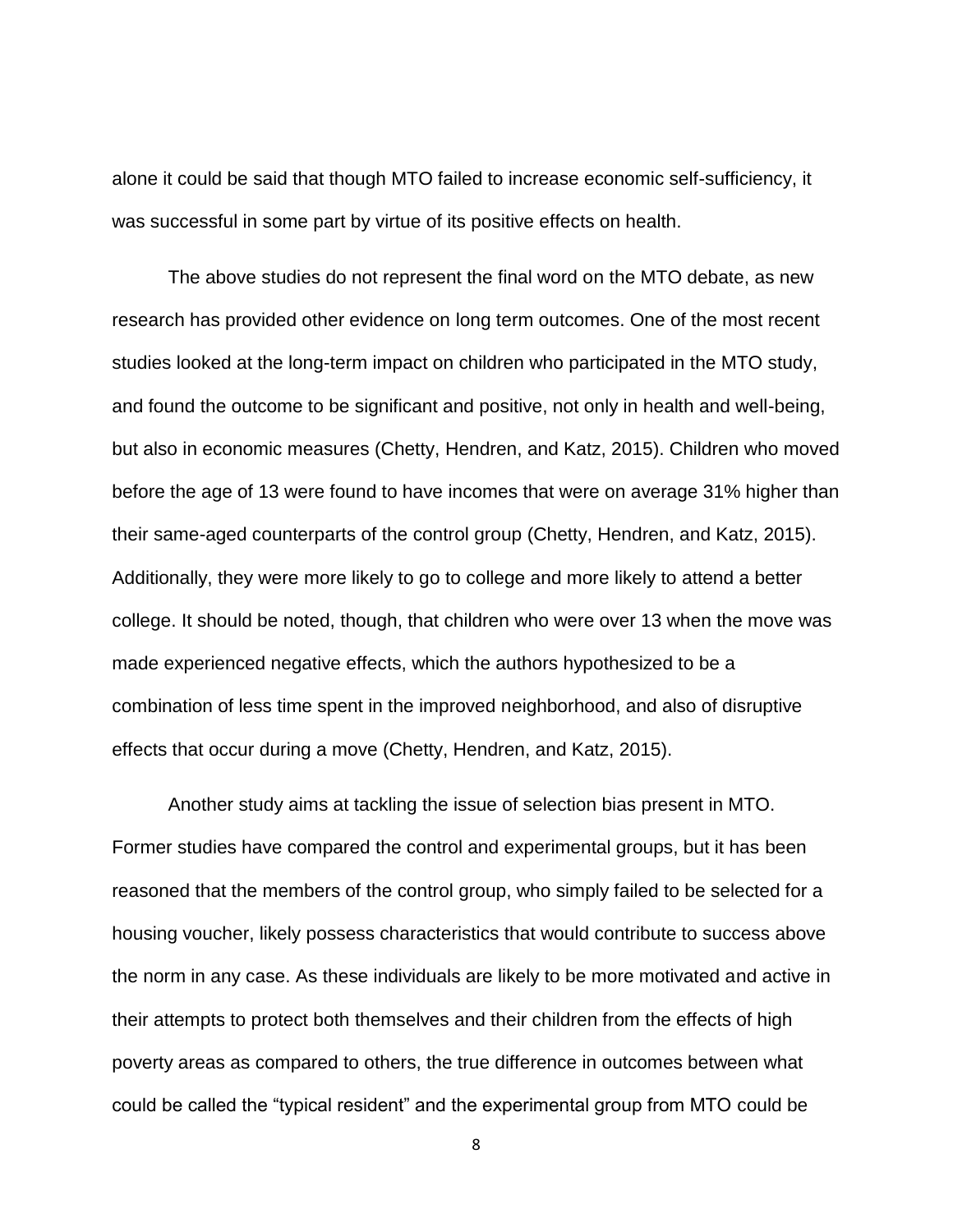alone it could be said that though MTO failed to increase economic self-sufficiency, it was successful in some part by virtue of its positive effects on health.

The above studies do not represent the final word on the MTO debate, as new research has provided other evidence on long term outcomes. One of the most recent studies looked at the long-term impact on children who participated in the MTO study, and found the outcome to be significant and positive, not only in health and well-being, but also in economic measures (Chetty, Hendren, and Katz, 2015). Children who moved before the age of 13 were found to have incomes that were on average 31% higher than their same-aged counterparts of the control group (Chetty, Hendren, and Katz, 2015). Additionally, they were more likely to go to college and more likely to attend a better college. It should be noted, though, that children who were over 13 when the move was made experienced negative effects, which the authors hypothesized to be a combination of less time spent in the improved neighborhood, and also of disruptive effects that occur during a move (Chetty, Hendren, and Katz, 2015).

Another study aims at tackling the issue of selection bias present in MTO. Former studies have compared the control and experimental groups, but it has been reasoned that the members of the control group, who simply failed to be selected for a housing voucher, likely possess characteristics that would contribute to success above the norm in any case. As these individuals are likely to be more motivated and active in their attempts to protect both themselves and their children from the effects of high poverty areas as compared to others, the true difference in outcomes between what could be called the "typical resident" and the experimental group from MTO could be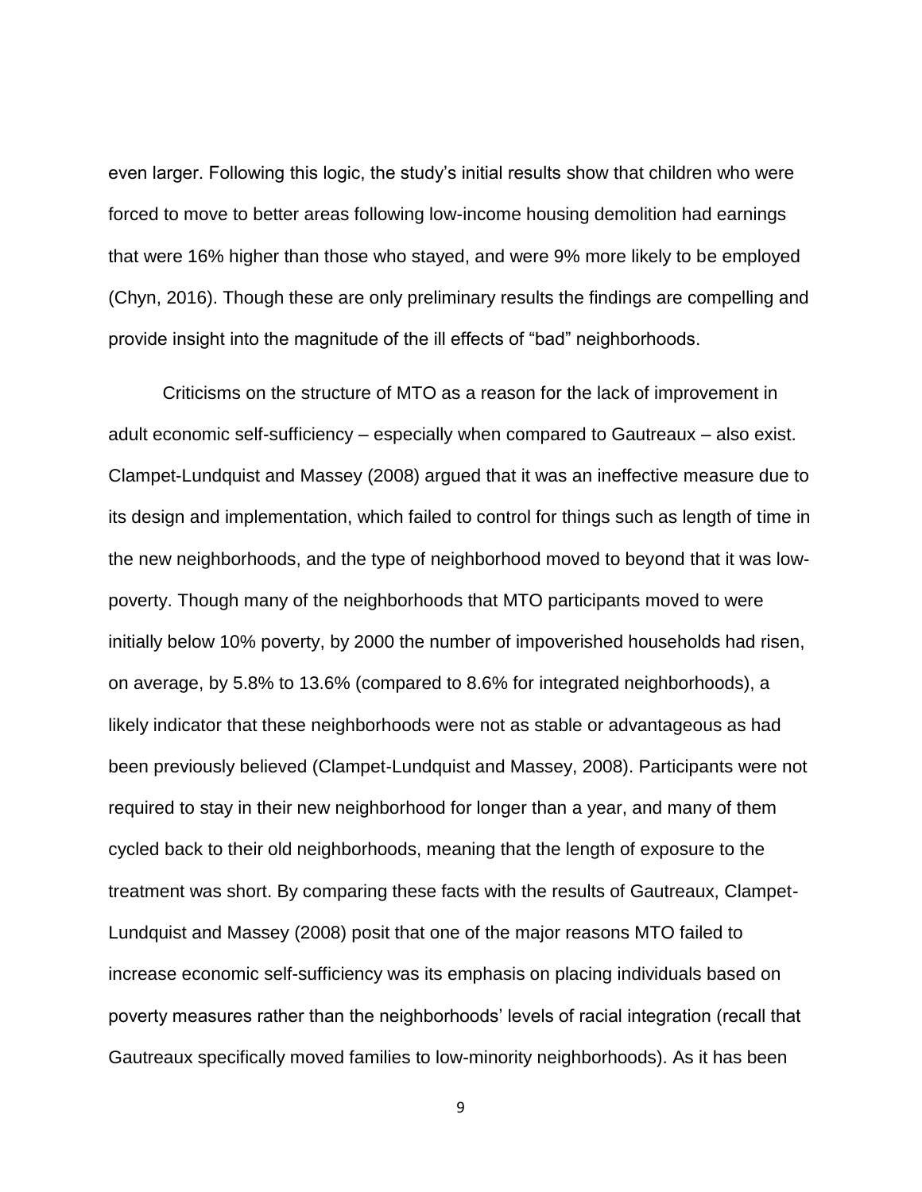even larger. Following this logic, the study's initial results show that children who were forced to move to better areas following low-income housing demolition had earnings that were 16% higher than those who stayed, and were 9% more likely to be employed (Chyn, 2016). Though these are only preliminary results the findings are compelling and provide insight into the magnitude of the ill effects of "bad" neighborhoods.

Criticisms on the structure of MTO as a reason for the lack of improvement in adult economic self-sufficiency – especially when compared to Gautreaux – also exist. Clampet-Lundquist and Massey (2008) argued that it was an ineffective measure due to its design and implementation, which failed to control for things such as length of time in the new neighborhoods, and the type of neighborhood moved to beyond that it was low-poverty. Though many of the neighborhoods that MTO participants moved to were initially below 10% poverty, by 2000 the number of impoverished households had risen, on average, by 5.8% to 13.6% (compared to 8.6% for integrated neighborhoods), a likely indicator that these neighborhoods were not as stable or advantageous as had been previously believed (Clampet-Lundquist and Massey, 2008). Participants were not required to stay in their new neighborhood for longer than a year, and many of them cycled back to their old neighborhoods, meaning that the length of exposure to the treatment was short. By comparing these facts with the results of Gautreaux, Clampet-Lundquist and Massey (2008) posit that one of the major reasons MTO failed to increase economic self-sufficiency was its emphasis on placing individuals based on poverty measures rather than the neighborhoods' levels of racial integration (recall that Gautreaux specifically moved families to low-minority neighborhoods). As it has been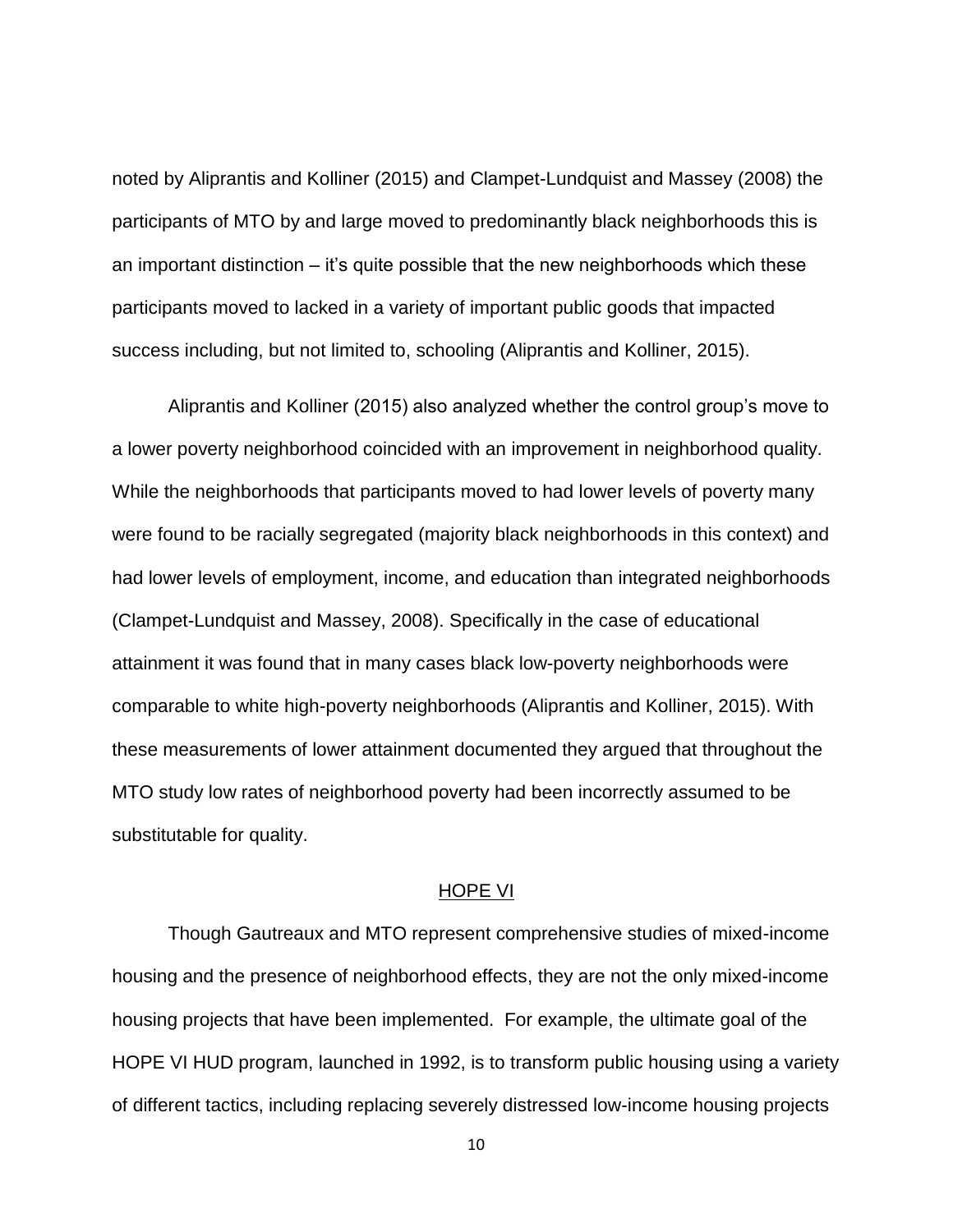noted by Aliprantis and Kolliner (2015) and Clampet-Lundquist and Massey (2008) the participants of MTO by and large moved to predominantly black neighborhoods this is an important distinction – it's quite possible that the new neighborhoods which these participants moved to lacked in a variety of important public goods that impacted success including, but not limited to, schooling (Aliprantis and Kolliner, 2015).

Aliprantis and Kolliner (2015) also analyzed whether the control group's move to a lower poverty neighborhood coincided with an improvement in neighborhood quality. While the neighborhoods that participants moved to had lower levels of poverty many were found to be racially segregated (majority black neighborhoods in this context) and had lower levels of employment, income, and education than integrated neighborhoods (Clampet-Lundquist and Massey, 2008). Specifically in the case of educational attainment it was found that in many cases black low-poverty neighborhoods were comparable to white high-poverty neighborhoods (Aliprantis and Kolliner, 2015). With these measurements of lower attainment documented they argued that throughout the MTO study low rates of neighborhood poverty had been incorrectly assumed to be substitutable for quality.

## HOPE VI

Though Gautreaux and MTO represent comprehensive studies of mixed-income housing and the presence of neighborhood effects, they are not the only mixed-income housing projects that have been implemented. For example, the ultimate goal of the HOPE VI HUD program, launched in 1992, is to transform public housing using a variety of different tactics, including replacing severely distressed low-income housing projects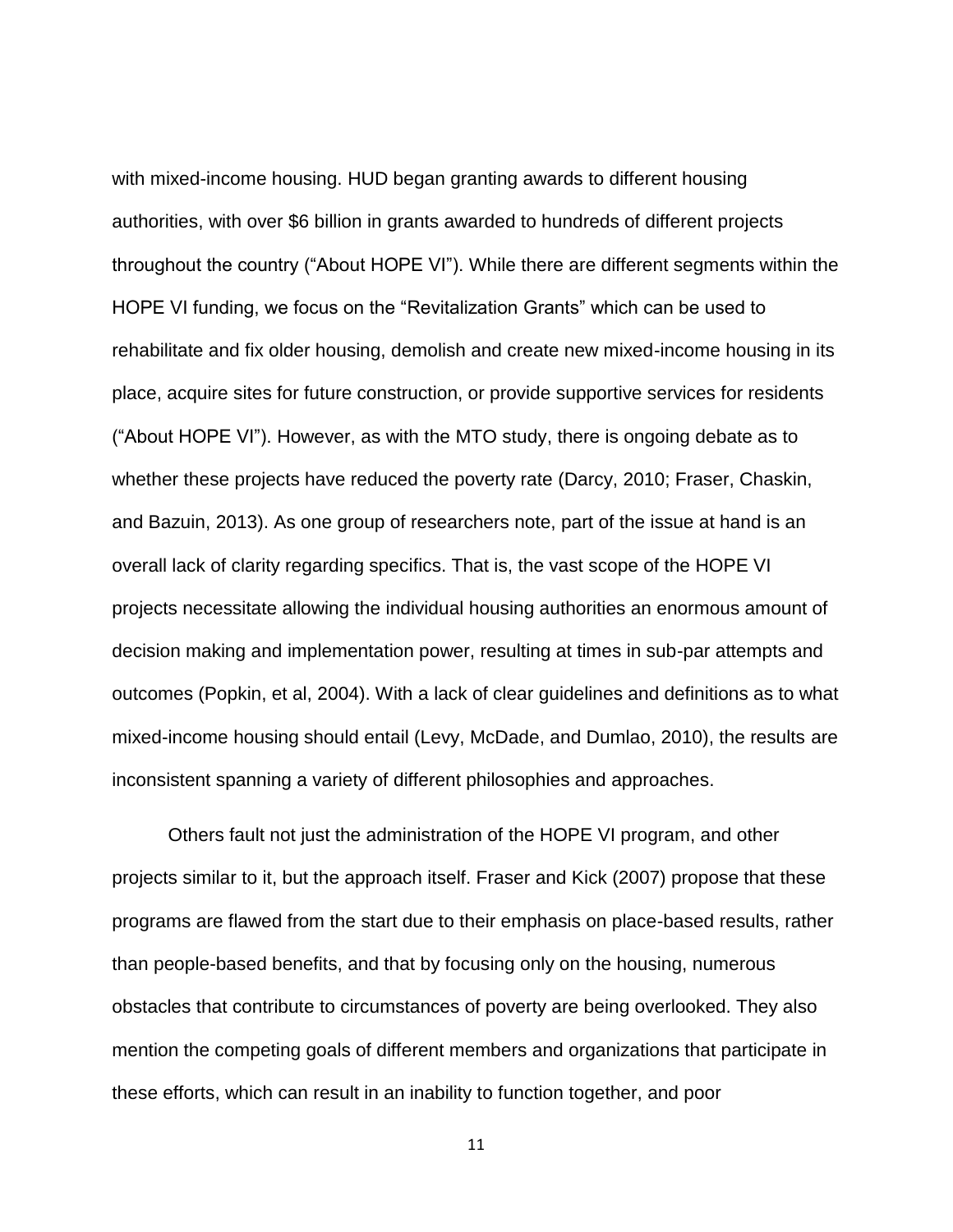with mixed-income housing. HUD began granting awards to different housing authorities, with over $6 billion in grants awarded to hundreds of different projects throughout the country ("About HOPE VI"). While there are different segments within the HOPE VI funding, we focus on the "Revitalization Grants" which can be used to rehabilitate and fix older housing, demolish and create new mixed-income housing in its place, acquire sites for future construction, or provide supportive services for residents ("About HOPE VI"). However, as with the MTO study, there is ongoing debate as to whether these projects have reduced the poverty rate (Darcy, 2010; Fraser, Chaskin, and Bazuin, 2013). As one group of researchers note, part of the issue at hand is an overall lack of clarity regarding specifics. That is, the vast scope of the HOPE VI projects necessitate allowing the individual housing authorities an enormous amount of decision making and implementation power, resulting at times in sub-par attempts and outcomes (Popkin, et al, 2004). With a lack of clear guidelines and definitions as to what mixed-income housing should entail (Levy, McDade, and Dumlao, 2010), the results are inconsistent spanning a variety of different philosophies and approaches.

Others fault not just the administration of the HOPE VI program, and other projects similar to it, but the approach itself. Fraser and Kick (2007) propose that these programs are flawed from the start due to their emphasis on place-based results, rather than people-based benefits, and that by focusing only on the housing, numerous obstacles that contribute to circumstances of poverty are being overlooked. They also mention the competing goals of different members and organizations that participate in these efforts, which can result in an inability to function together, and poor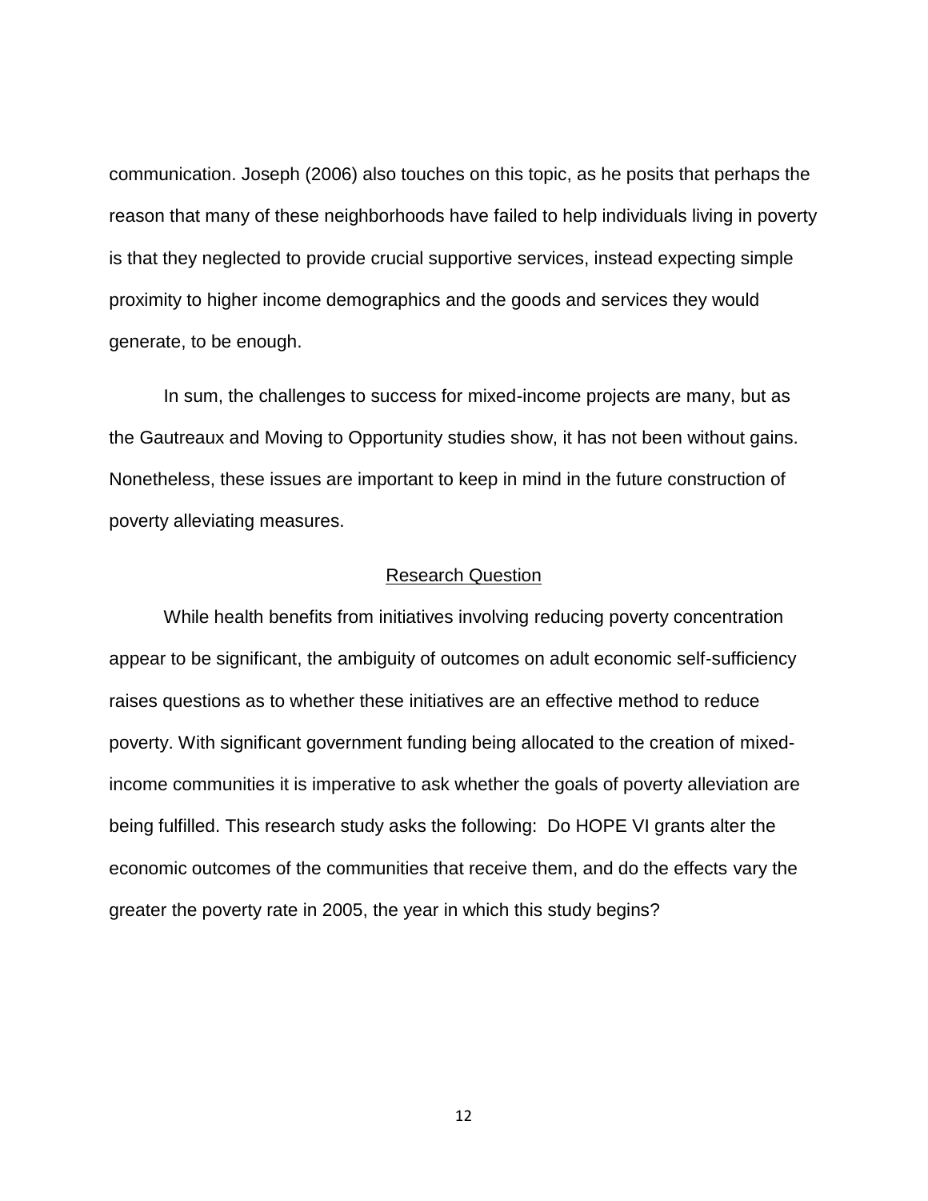communication. Joseph (2006) also touches on this topic, as he posits that perhaps the reason that many of these neighborhoods have failed to help individuals living in poverty is that they neglected to provide crucial supportive services, instead expecting simple proximity to higher income demographics and the goods and services they would generate, to be enough.

In sum, the challenges to success for mixed-income projects are many, but as the Gautreaux and Moving to Opportunity studies show, it has not been without gains. Nonetheless, these issues are important to keep in mind in the future construction of poverty alleviating measures.

## Research Question

While health benefits from initiatives involving reducing poverty concentration appear to be significant, the ambiguity of outcomes on adult economic self-sufficiency raises questions as to whether these initiatives are an effective method to reduce poverty. With significant government funding being allocated to the creation of mixed-income communities it is imperative to ask whether the goals of poverty alleviation are being fulfilled. This research study asks the following: Do HOPE VI grants alter the economic outcomes of the communities that receive them, and do the effects vary the greater the poverty rate in 2005, the year in which this study begins?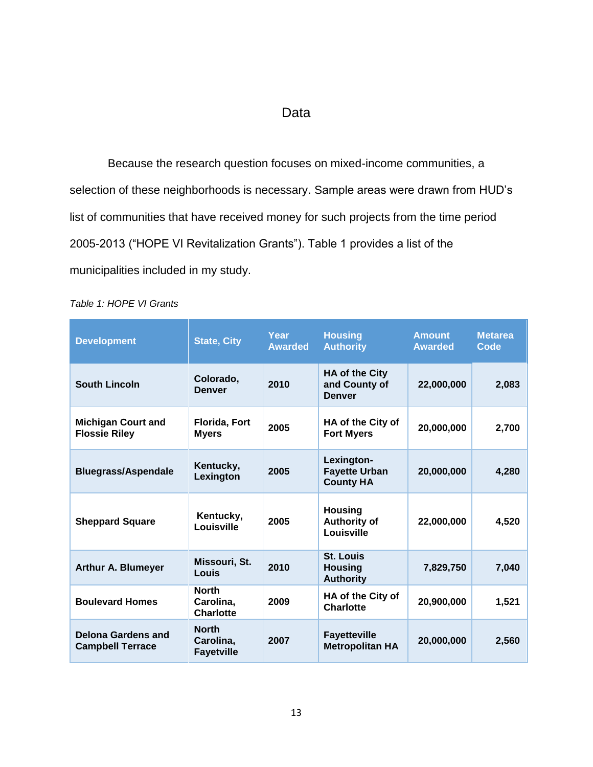# Data

Because the research question focuses on mixed-income communities, a selection of these neighborhoods is necessary. Sample areas were drawn from HUD's list of communities that have received money for such projects from the time period 2005-2013 ("HOPE VI Revitalization Grants"). Table 1 provides a list of the municipalities included in my study.

*Table 1: HOPE VI Grants*

| Development | State, City | Year Awarded | Housing Authority | Amount Awarded | Metarea Code |
|---|---|---|---|---|---|
| South Lincoln | Colorado, Denver | 2010 | HA of the City and County of Denver | 22,000,000 | 2,083 |
| Michigan Court and Flossie Riley | Florida, Fort Myers | 2005 | HA of the City of Fort Myers | 20,000,000 | 2,700 |
| Bluegrass/Aspendale | Kentucky, Lexington | 2005 | Lexington-Fayette Urban County HA | 20,000,000 | 4,280 |
| Sheppard Square | Kentucky, Louisville | 2005 | Housing Authority of Louisville | 22,000,000 | 4,520 |
| Arthur A. Blumeyer | Missouri, St. Louis | 2010 | St. Louis Housing Authority | 7,829,750 | 7,040 |
| Boulevard Homes | North Carolina, Charlotte | 2009 | HA of the City of Charlotte | 20,900,000 | 1,521 |
| Delona Gardens and Campbell Terrace | North Carolina, Fayetville | 2007 | Fayetteville Metropolitan HA | 20,000,000 | 2,560 |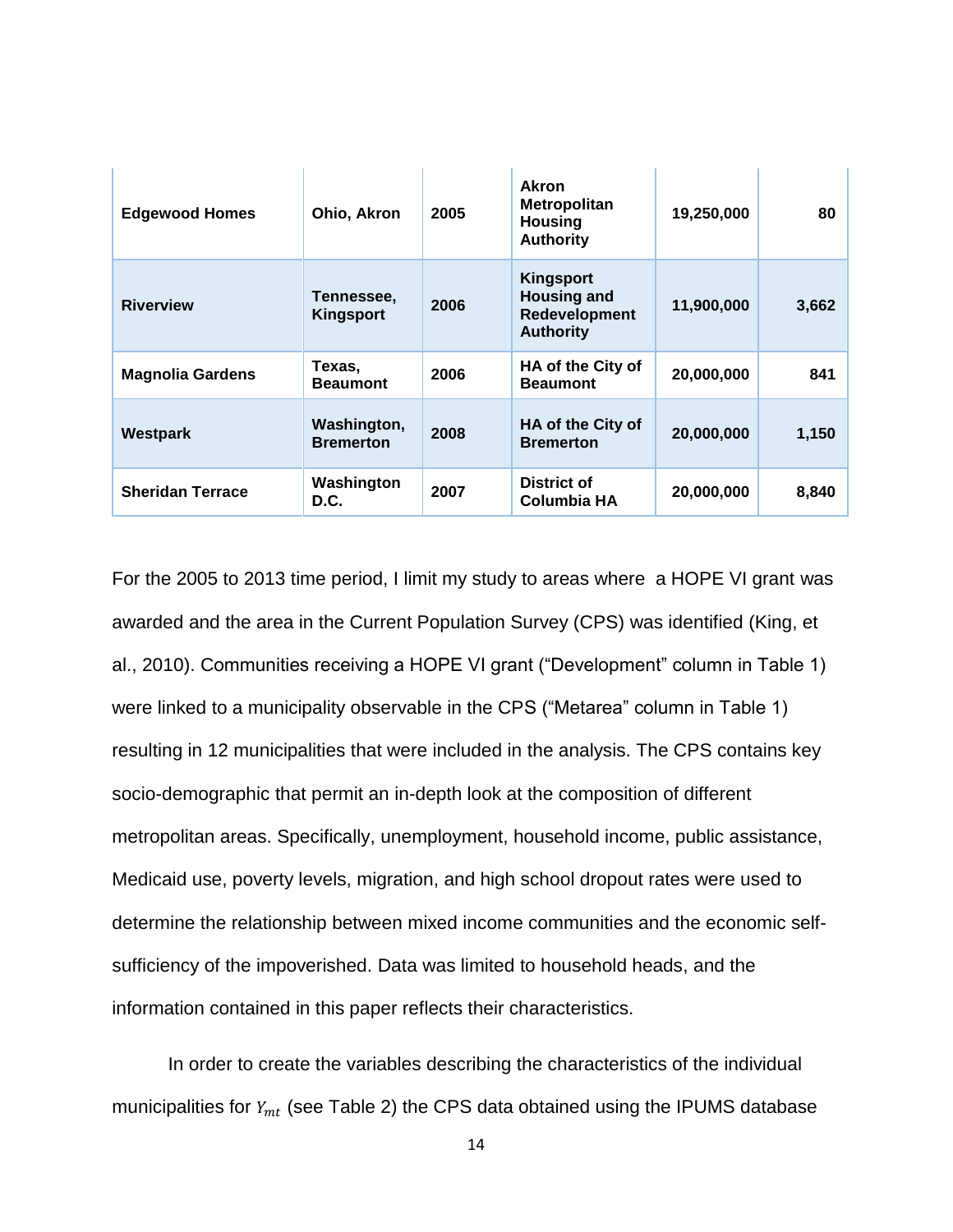| | | | | | |
|---|---|---|---|---|---|
| **Edgewood Homes** | **Ohio, Akron** | **2005** | **Akron Metropolitan Housing Authority** | **19,250,000** | **80** |
| **Riverview** | **Tennessee, Kingsport** | **2006** | **Kingsport Housing and Redevelopment Authority** | **11,900,000** | **3,662** |
| **Magnolia Gardens** | **Texas, Beaumont** | **2006** | **HA of the City of Beaumont** | **20,000,000** | **841** |
| **Westpark** | **Washington, Bremerton** | **2008** | **HA of the City of Bremerton** | **20,000,000** | **1,150** |
| **Sheridan Terrace** | **Washington D.C.** | **2007** | **District of Columbia HA** | **20,000,000** | **8,840** |

For the 2005 to 2013 time period, I limit my study to areas where a HOPE VI grant was awarded and the area in the Current Population Survey (CPS) was identified (King, et al., 2010). Communities receiving a HOPE VI grant ("Development" column in Table 1) were linked to a municipality observable in the CPS ("Metarea" column in Table 1) resulting in 12 municipalities that were included in the analysis. The CPS contains key socio-demographic that permit an in-depth look at the composition of different metropolitan areas. Specifically, unemployment, household income, public assistance, Medicaid use, poverty levels, migration, and high school dropout rates were used to determine the relationship between mixed income communities and the economic self-sufficiency of the impoverished. Data was limited to household heads, and the information contained in this paper reflects their characteristics.

In order to create the variables describing the characteristics of the individual municipalities for $Y_{mt}$ (see Table 2) the CPS data obtained using the IPUMS database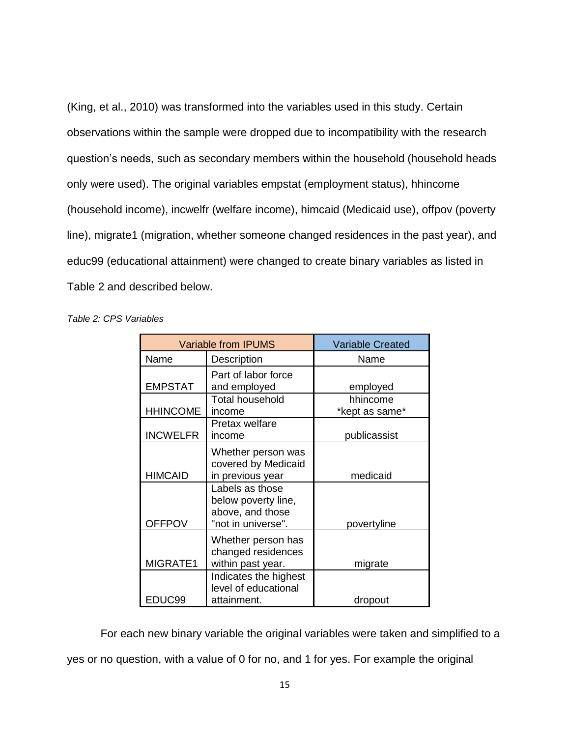(King, et al., 2010) was transformed into the variables used in this study. Certain observations within the sample were dropped due to incompatibility with the research question's needs, such as secondary members within the household (household heads only were used). The original variables empstat (employment status), hhincome (household income), incwelfr (welfare income), himcaid (Medicaid use), offpov (poverty line), migrate1 (migration, whether someone changed residences in the past year), and educ99 (educational attainment) were changed to create binary variables as listed in Table 2 and described below.

*Table 2: CPS Variables*

| Variable from IPUMS | | Variable Created |
|---|---|---|
| Name | Description | Name |
| EMPSTAT | Part of labor force and employed | employed |
| HHINCOME | Total household income | hhincome *kept as same* |
| INCWELFR | Pretax welfare income | publicassist |
| HIMCAID | Whether person was covered by Medicaid in previous year | medicaid |
| OFFPOV | Labels as those below poverty line, above, and those "not in universe". | povertyline |
| MIGRATE1 | Whether person has changed residences within past year. | migrate |
| EDUC99 | Indicates the highest level of educational attainment. | dropout |

For each new binary variable the original variables were taken and simplified to a yes or no question, with a value of 0 for no, and 1 for yes. For example the original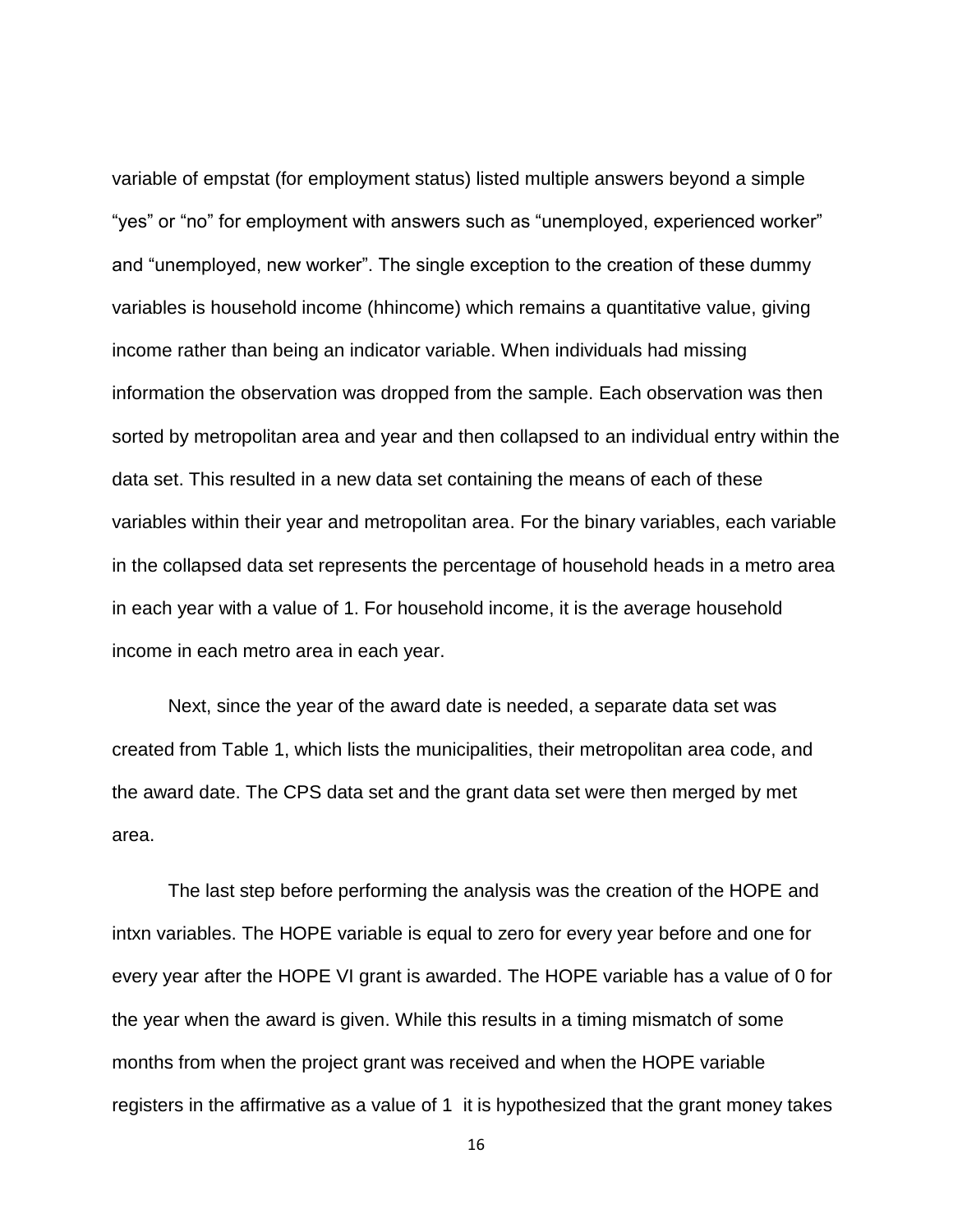variable of empstat (for employment status) listed multiple answers beyond a simple “yes” or “no” for employment with answers such as “unemployed, experienced worker” and “unemployed, new worker”. The single exception to the creation of these dummy variables is household income (hhincome) which remains a quantitative value, giving income rather than being an indicator variable. When individuals had missing information the observation was dropped from the sample. Each observation was then sorted by metropolitan area and year and then collapsed to an individual entry within the data set. This resulted in a new data set containing the means of each of these variables within their year and metropolitan area. For the binary variables, each variable in the collapsed data set represents the percentage of household heads in a metro area in each year with a value of 1. For household income, it is the average household income in each metro area in each year.

Next, since the year of the award date is needed, a separate data set was created from Table 1, which lists the municipalities, their metropolitan area code, and the award date. The CPS data set and the grant data set were then merged by met area.

The last step before performing the analysis was the creation of the HOPE and intxn variables. The HOPE variable is equal to zero for every year before and one for every year after the HOPE VI grant is awarded. The HOPE variable has a value of 0 for the year when the award is given. While this results in a timing mismatch of some months from when the project grant was received and when the HOPE variable registers in the affirmative as a value of 1 it is hypothesized that the grant money takes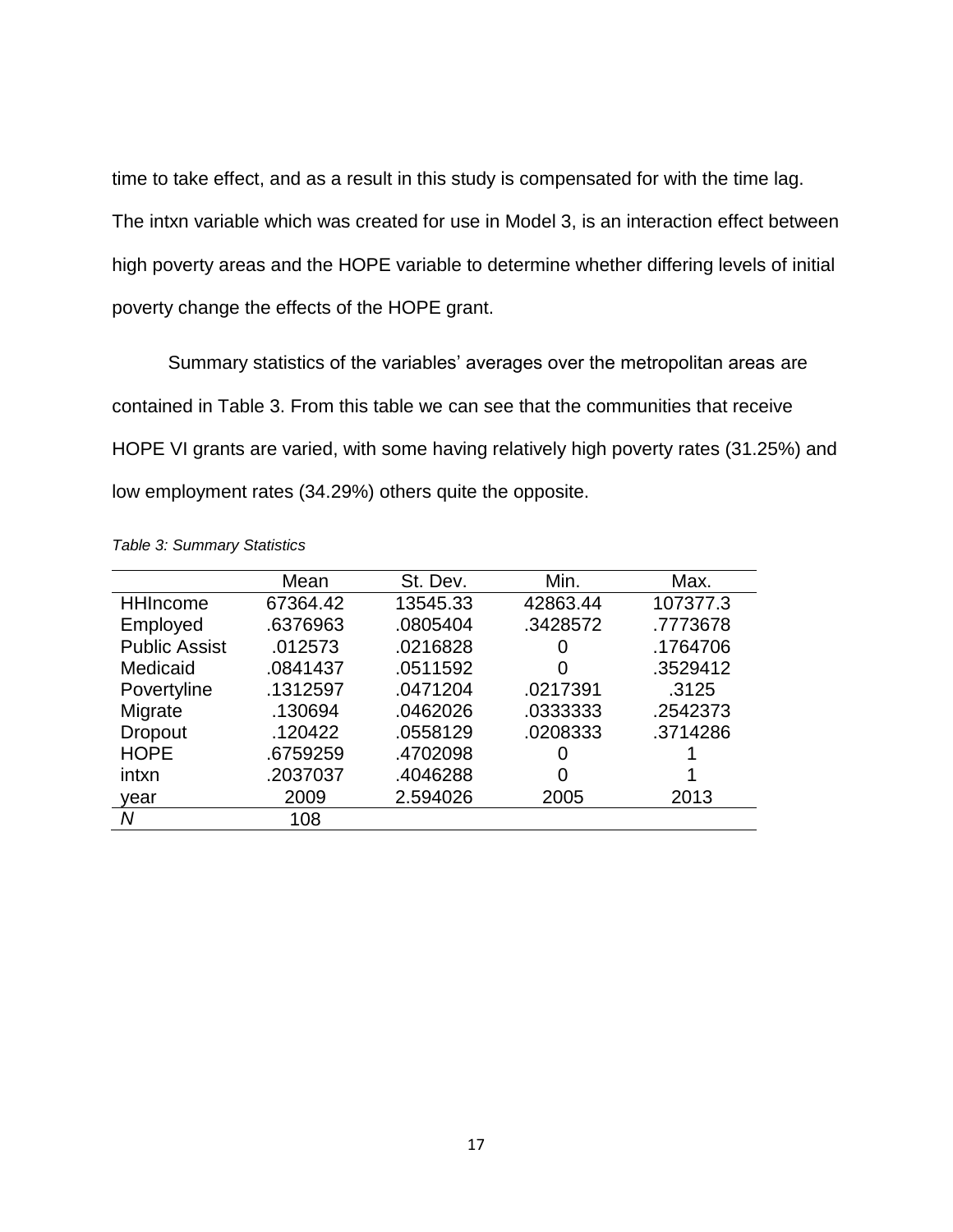time to take effect, and as a result in this study is compensated for with the time lag. The intxn variable which was created for use in Model 3, is an interaction effect between high poverty areas and the HOPE variable to determine whether differing levels of initial poverty change the effects of the HOPE grant.

Summary statistics of the variables' averages over the metropolitan areas are contained in Table 3. From this table we can see that the communities that receive HOPE VI grants are varied, with some having relatively high poverty rates (31.25%) and low employment rates (34.29%) others quite the opposite.

*Table 3: Summary Statistics*

| | Mean | St. Dev. | Min. | Max. |
|---|---|---|---|---|
| HHIncome | 67364.42 | 13545.33 | 42863.44 | 107377.3 |
| Employed | .6376963 | .0805404 | .3428572 | .7773678 |
| Public Assist | .012573 | .0216828 | 0 | .1764706 |
| Medicaid | .0841437 | .0511592 | 0 | .3529412 |
| Povertyline | .1312597 | .0471204 | .0217391 | .3125 |
| Migrate | .130694 | .0462026 | .0333333 | .2542373 |
| Dropout | .120422 | .0558129 | .0208333 | .3714286 |
| HOPE | .6759259 | .4702098 | 0 | 1 |
| intxn | .2037037 | .4046288 | 0 | 1 |
| year | 2009 | 2.594026 | 2005 | 2013 |
| *N* | 108 | | | |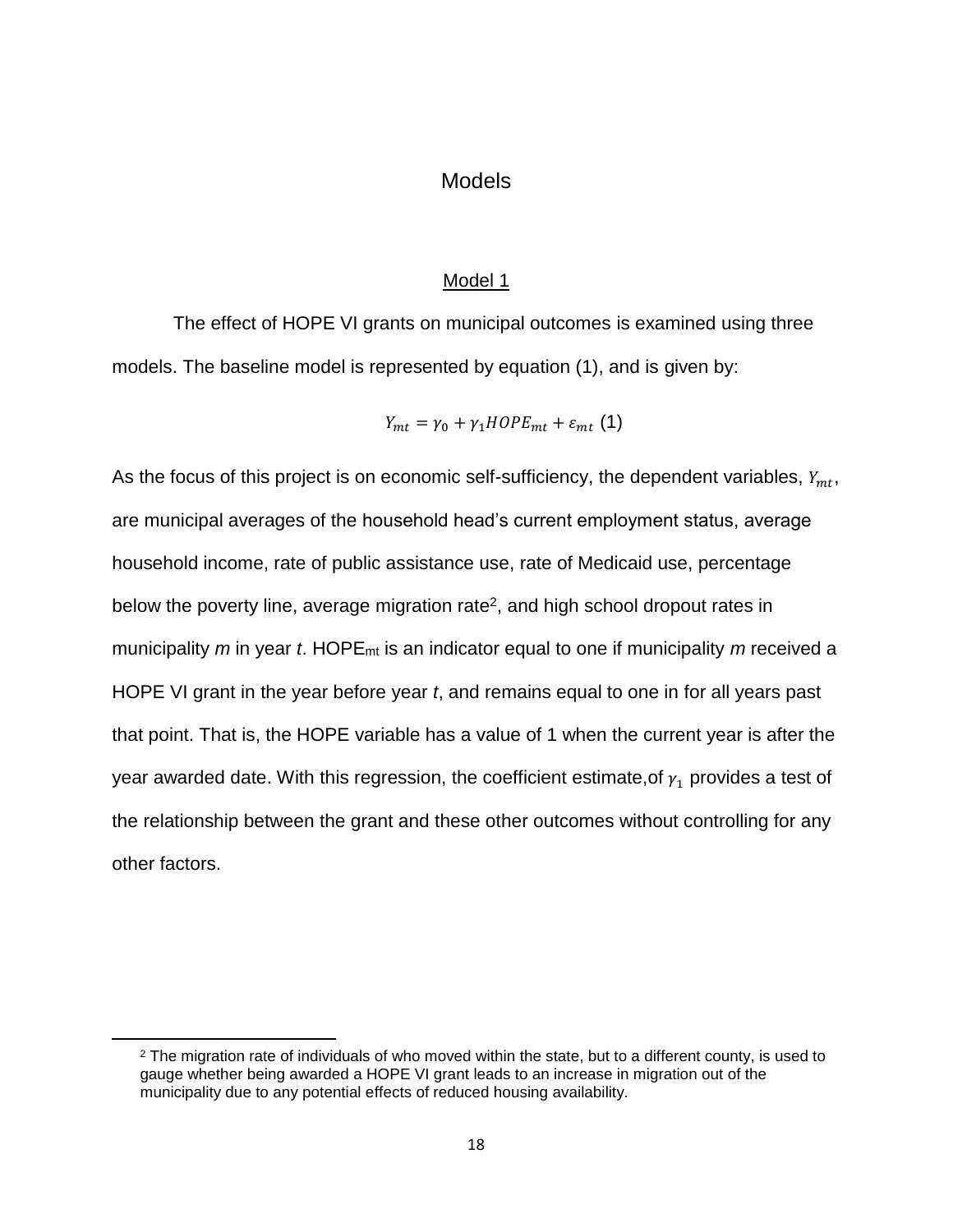# Models

## Model 1

The effect of HOPE VI grants on municipal outcomes is examined using three models. The baseline model is represented by equation (1), and is given by:

$$Y_{mt} = \gamma_0 + \gamma_1 HOPE_{mt} + \varepsilon_{mt} \text{ (1)}$$

As the focus of this project is on economic self-sufficiency, the dependent variables, $Y_{mt}$, are municipal averages of the household head's current employment status, average household income, rate of public assistance use, rate of Medicaid use, percentage below the poverty line, average migration rate[2], and high school dropout rates in municipality *m* in year *t*. $HOPE_{mt}$ is an indicator equal to one if municipality *m* received a HOPE VI grant in the year before year *t*, and remains equal to one in for all years past that point. That is, the HOPE variable has a value of 1 when the current year is after the year awarded date. With this regression, the coefficient estimate,of $\gamma_1$ provides a test of the relationship between the grant and these other outcomes without controlling for any other factors.

[2] The migration rate of individuals of who moved within the state, but to a different county, is used to gauge whether being awarded a HOPE VI grant leads to an increase in migration out of the municipality due to any potential effects of reduced housing availability.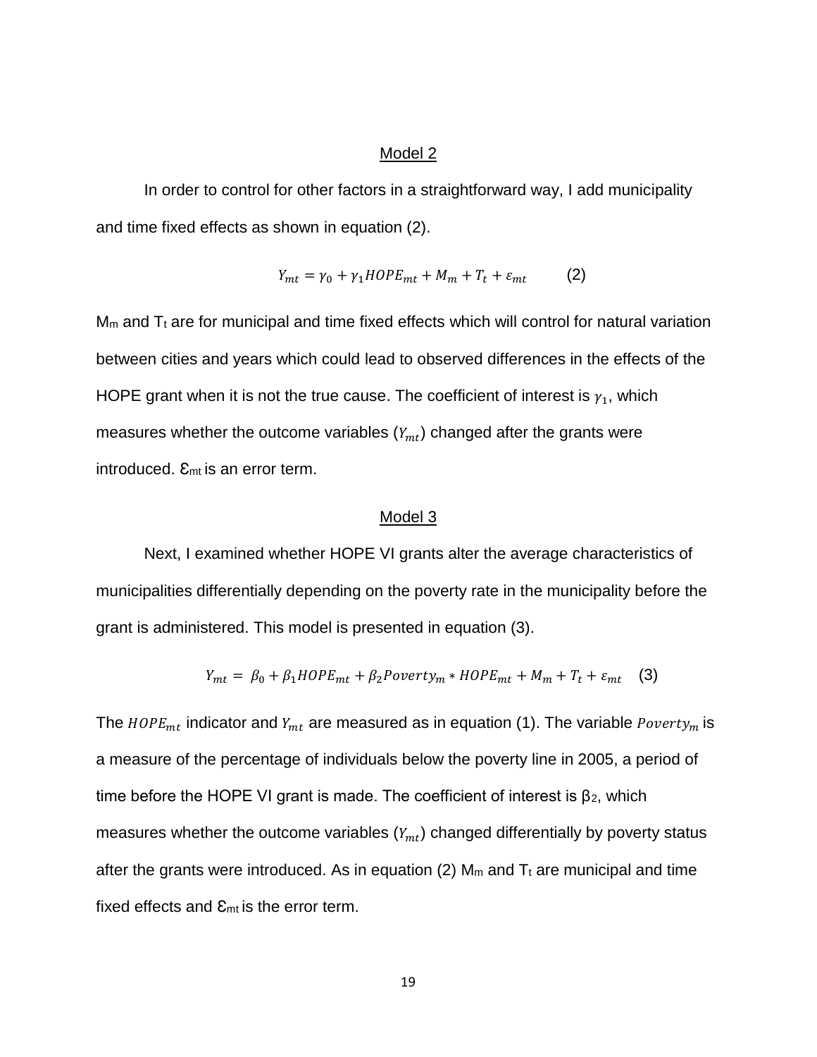## Model 2

In order to control for other factors in a straightforward way, I add municipality and time fixed effects as shown in equation (2).

$$Y_{mt} = \gamma_0 + \gamma_1 HOPE_{mt} + M_m + T_t + \varepsilon_{mt} \qquad (2)$$

$M_m$ and $T_t$ are for municipal and time fixed effects which will control for natural variation between cities and years which could lead to observed differences in the effects of the HOPE grant when it is not the true cause. The coefficient of interest is $\gamma_1$, which measures whether the outcome variables ($Y_{mt}$) changed after the grants were introduced. $\varepsilon_{mt}$ is an error term.

## Model 3

Next, I examined whether HOPE VI grants alter the average characteristics of municipalities differentially depending on the poverty rate in the municipality before the grant is administered. This model is presented in equation (3).

$$Y_{mt} = \beta_0 + \beta_1 HOPE_{mt} + \beta_2 Poverty_m * HOPE_{mt} + M_m + T_t + \varepsilon_{mt} \qquad (3)$$

The $HOPE_{mt}$ indicator and $Y_{mt}$ are measured as in equation (1). The variable $Poverty_m$ is a measure of the percentage of individuals below the poverty line in 2005, a period of time before the HOPE VI grant is made. The coefficient of interest is $\beta_2$, which measures whether the outcome variables ($Y_{mt}$) changed differentially by poverty status after the grants were introduced. As in equation (2) $M_m$ and $T_t$ are municipal and time fixed effects and $\varepsilon_{mt}$ is the error term.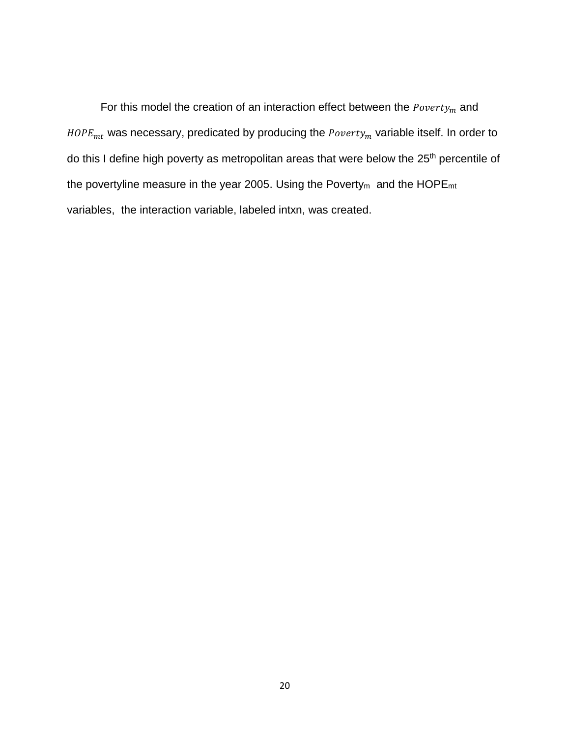For this model the creation of an interaction effect between the $Poverty_m$ and $HOPE_{mt}$ was necessary, predicated by producing the $Poverty_m$ variable itself. In order to do this I define high poverty as metropolitan areas that were below the 25th percentile of the povertyline measure in the year 2005. Using the $Poverty_m$ and the $HOPE_{mt}$ variables, the interaction variable, labeled intxn, was created.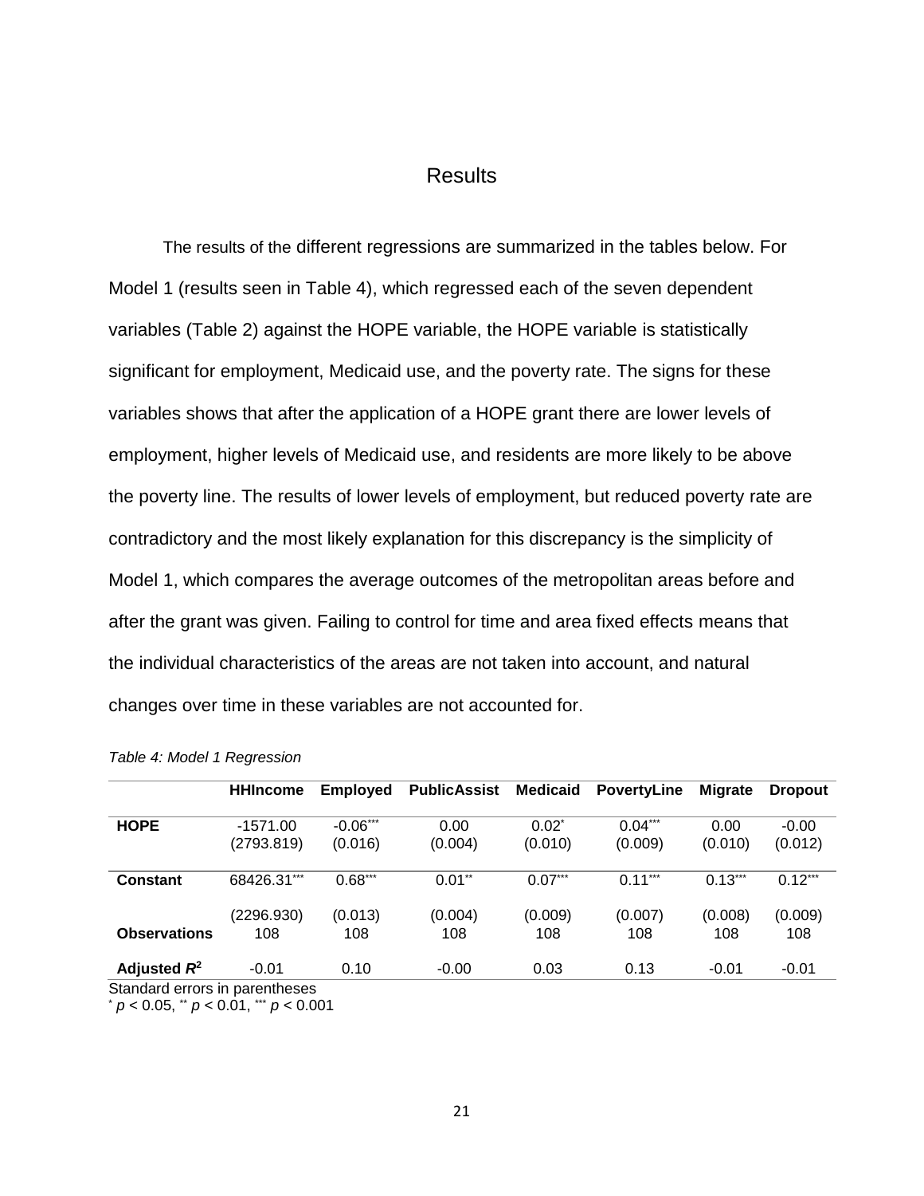# Results

The results of the different regressions are summarized in the tables below. For Model 1 (results seen in Table 4), which regressed each of the seven dependent variables (Table 2) against the HOPE variable, the HOPE variable is statistically significant for employment, Medicaid use, and the poverty rate. The signs for these variables shows that after the application of a HOPE grant there are lower levels of employment, higher levels of Medicaid use, and residents are more likely to be above the poverty line. The results of lower levels of employment, but reduced poverty rate are contradictory and the most likely explanation for this discrepancy is the simplicity of Model 1, which compares the average outcomes of the metropolitan areas before and after the grant was given. Failing to control for time and area fixed effects means that the individual characteristics of the areas are not taken into account, and natural changes over time in these variables are not accounted for.

*Table 4: Model 1 Regression*

| | **HHIncome** | **Employed** | **PublicAssist** | **Medicaid** | **PovertyLine** | **Migrate** | **Dropout** |
|---|---|---|---|---|---|---|---|
| **HOPE** | -1571.00 | $-0.06^{***}$ | 0.00 | $0.02^{*}$ | $0.04^{***}$ | 0.00 | -0.00 |
| | (2793.819) | (0.016) | (0.004) | (0.010) | (0.009) | (0.010) | (0.012) |
| **Constant** | $68426.31^{***}$ | $0.68^{***}$ | $0.01^{**}$ | $0.07^{***}$ | $0.11^{***}$ | $0.13^{***}$ | $0.12^{***}$ |
| | (2296.930) | (0.013) | (0.004) | (0.009) | (0.007) | (0.008) | (0.009) |
| **Observations** | 108 | 108 | 108 | 108 | 108 | 108 | 108 |
| **Adjusted $R^2$** | -0.01 | 0.10 | -0.00 | 0.03 | 0.13 | -0.01 | -0.01 |

Standard errors in parentheses
$^{*}$ $p < 0.05$, $^{**}$ $p < 0.01$, $^{***}$ $p < 0.001$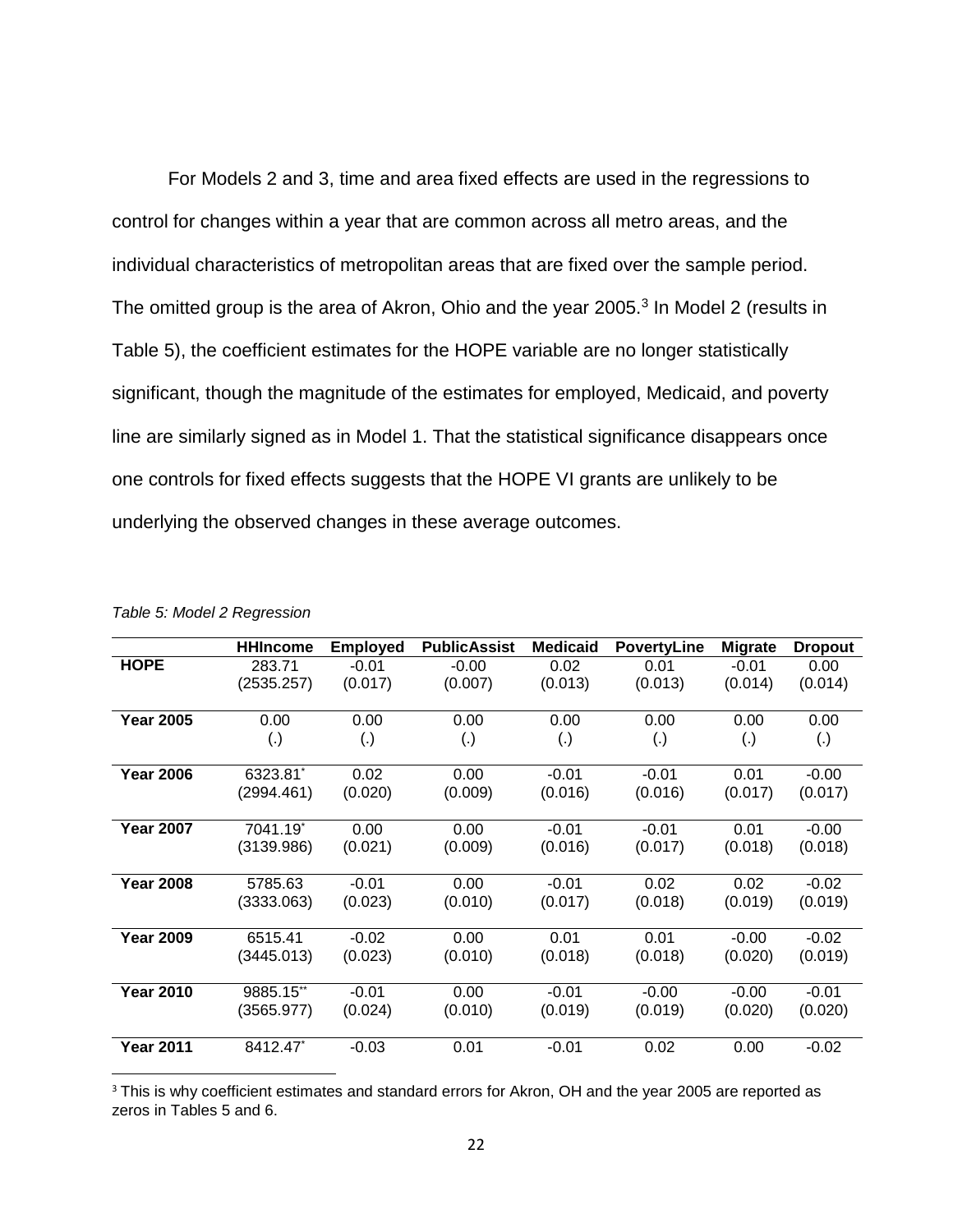For Models 2 and 3, time and area fixed effects are used in the regressions to control for changes within a year that are common across all metro areas, and the individual characteristics of metropolitan areas that are fixed over the sample period. The omitted group is the area of Akron, Ohio and the year 2005.[3] In Model 2 (results in Table 5), the coefficient estimates for the HOPE variable are no longer statistically significant, though the magnitude of the estimates for employed, Medicaid, and poverty line are similarly signed as in Model 1. That the statistical significance disappears once one controls for fixed effects suggests that the HOPE VI grants are unlikely to be underlying the observed changes in these average outcomes.

*Table 5: Model 2 Regression*

| | HHIncome | Employed | PublicAssist | Medicaid | PovertyLine | Migrate | Dropout |
|---|---|---|---|---|---|---|---|
| **HOPE** | 283.71 | -0.01 | -0.00 | 0.02 | 0.01 | -0.01 | 0.00 |
| | (2535.257) | (0.017) | (0.007) | (0.013) | (0.013) | (0.014) | (0.014) |
| **Year 2005** | 0.00 | 0.00 | 0.00 | 0.00 | 0.00 | 0.00 | 0.00 |
| | (.) | (.) | (.) | (.) | (.) | (.) | (.) |
| **Year 2006** | 6323.81* | 0.02 | 0.00 | -0.01 | -0.01 | 0.01 | -0.00 |
| | (2994.461) | (0.020) | (0.009) | (0.016) | (0.016) | (0.017) | (0.017) |
| **Year 2007** | 7041.19* | 0.00 | 0.00 | -0.01 | -0.01 | 0.01 | -0.00 |
| | (3139.986) | (0.021) | (0.009) | (0.016) | (0.017) | (0.018) | (0.018) |
| **Year 2008** | 5785.63 | -0.01 | 0.00 | -0.01 | 0.02 | 0.02 | -0.02 |
| | (3333.063) | (0.023) | (0.010) | (0.017) | (0.018) | (0.019) | (0.019) |
| **Year 2009** | 6515.41 | -0.02 | 0.00 | 0.01 | 0.01 | -0.00 | -0.02 |
| | (3445.013) | (0.023) | (0.010) | (0.018) | (0.018) | (0.020) | (0.019) |
| **Year 2010** | 9885.15** | -0.01 | 0.00 | -0.01 | -0.00 | -0.00 | -0.01 |
| | (3565.977) | (0.024) | (0.010) | (0.019) | (0.019) | (0.020) | (0.020) |
| **Year 2011** | 8412.47* | -0.03 | 0.01 | -0.01 | 0.02 | 0.00 | -0.02 |

[3] This is why coefficient estimates and standard errors for Akron, OH and the year 2005 are reported as zeros in Tables 5 and 6.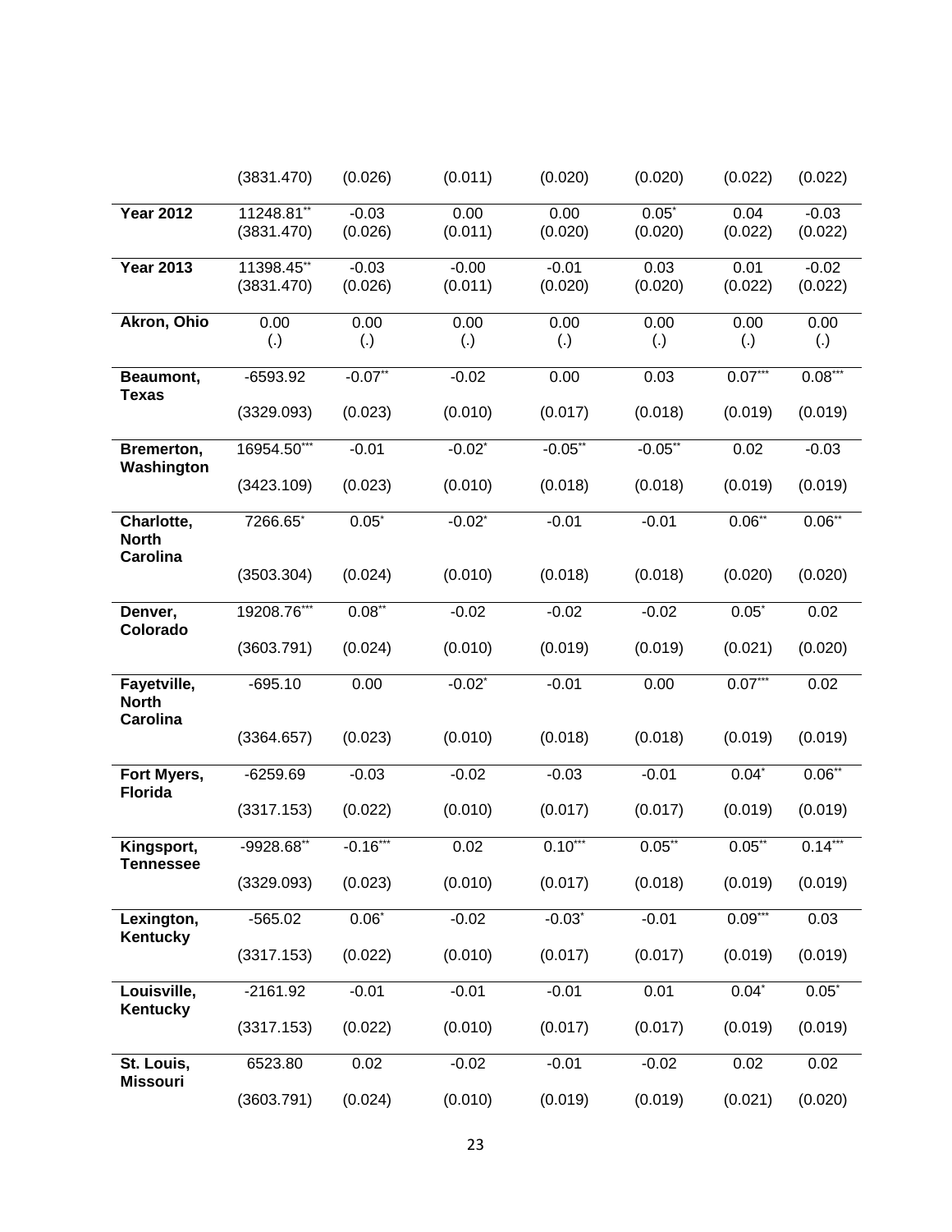| | | | | | | | |
|---|---|---|---|---|---|---|---|
| | (3831.470) | (0.026) | (0.011) | (0.020) | (0.020) | (0.022) | (0.022) |
| **Year 2012** | 11248.81** | -0.03 | 0.00 | 0.00 | 0.05* | 0.04 | -0.03 |
| | (3831.470) | (0.026) | (0.011) | (0.020) | (0.020) | (0.022) | (0.022) |
| **Year 2013** | 11398.45** | -0.03 | -0.00 | -0.01 | 0.03 | 0.01 | -0.02 |
| | (3831.470) | (0.026) | (0.011) | (0.020) | (0.020) | (0.022) | (0.022) |
| **Akron, Ohio** | 0.00 | 0.00 | 0.00 | 0.00 | 0.00 | 0.00 | 0.00 |
| | (.) | (.) | (.) | (.) | (.) | (.) | (.) |
| **Beaumont, Texas** | -6593.92 | -0.07** | -0.02 | 0.00 | 0.03 | 0.07*** | 0.08*** |
| | (3329.093) | (0.023) | (0.010) | (0.017) | (0.018) | (0.019) | (0.019) |
| **Bremerton, Washington** | 16954.50*** | -0.01 | -0.02* | -0.05** | -0.05** | 0.02 | -0.03 |
| | (3423.109) | (0.023) | (0.010) | (0.018) | (0.018) | (0.019) | (0.019) |
| **Charlotte, North Carolina** | 7266.65* | 0.05* | -0.02* | -0.01 | -0.01 | 0.06** | 0.06** |
| | (3503.304) | (0.024) | (0.010) | (0.018) | (0.018) | (0.020) | (0.020) |
| **Denver, Colorado** | 19208.76*** | 0.08** | -0.02 | -0.02 | -0.02 | 0.05* | 0.02 |
| | (3603.791) | (0.024) | (0.010) | (0.019) | (0.019) | (0.021) | (0.020) |
| **Fayetville, North Carolina** | -695.10 | 0.00 | -0.02* | -0.01 | 0.00 | 0.07*** | 0.02 |
| | (3364.657) | (0.023) | (0.010) | (0.018) | (0.018) | (0.019) | (0.019) |
| **Fort Myers, Florida** | -6259.69 | -0.03 | -0.02 | -0.03 | -0.01 | 0.04* | 0.06** |
| | (3317.153) | (0.022) | (0.010) | (0.017) | (0.017) | (0.019) | (0.019) |
| **Kingsport, Tennessee** | -9928.68** | -0.16*** | 0.02 | 0.10*** | 0.05** | 0.05** | 0.14*** |
| | (3329.093) | (0.023) | (0.010) | (0.017) | (0.018) | (0.019) | (0.019) |
| **Lexington, Kentucky** | -565.02 | 0.06* | -0.02 | -0.03* | -0.01 | 0.09*** | 0.03 |
| | (3317.153) | (0.022) | (0.010) | (0.017) | (0.017) | (0.019) | (0.019) |
| **Louisville, Kentucky** | -2161.92 | -0.01 | -0.01 | -0.01 | 0.01 | 0.04* | 0.05* |
| | (3317.153) | (0.022) | (0.010) | (0.017) | (0.017) | (0.019) | (0.019) |
| **St. Louis, Missouri** | 6523.80 | 0.02 | -0.02 | -0.01 | -0.02 | 0.02 | 0.02 |
| | (3603.791) | (0.024) | (0.010) | (0.019) | (0.019) | (0.021) | (0.020) |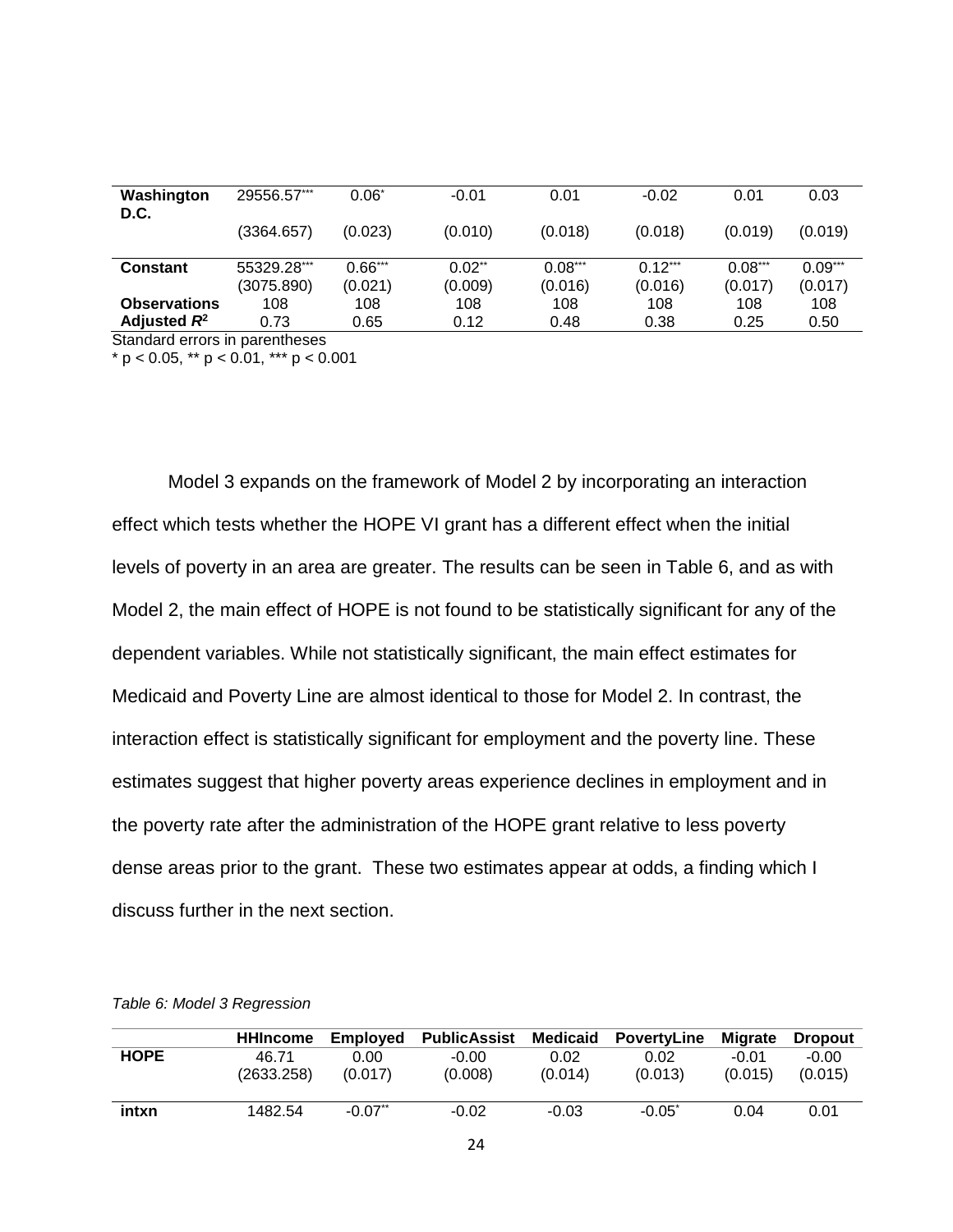| | | | | | | | |
|---|---|---|---|---|---|---|---|
| **Washington D.C.** | 29556.57*** | 0.06* | -0.01 | 0.01 | -0.02 | 0.01 | 0.03 |
| | (3364.657) | (0.023) | (0.010) | (0.018) | (0.018) | (0.019) | (0.019) |
| **Constant** | 55329.28*** | 0.66*** | 0.02** | 0.08*** | 0.12*** | 0.08*** | 0.09*** |
| | (3075.890) | (0.021) | (0.009) | (0.016) | (0.016) | (0.017) | (0.017) |
| **Observations** | 108 | 108 | 108 | 108 | 108 | 108 | 108 |
| **Adjusted $R^2$** | 0.73 | 0.65 | 0.12 | 0.48 | 0.38 | 0.25 | 0.50 |

Standard errors in parentheses
\* $p < 0.05$, ** $p < 0.01$, *** $p < 0.001$

Model 3 expands on the framework of Model 2 by incorporating an interaction effect which tests whether the HOPE VI grant has a different effect when the initial levels of poverty in an area are greater. The results can be seen in Table 6, and as with Model 2, the main effect of HOPE is not found to be statistically significant for any of the dependent variables. While not statistically significant, the main effect estimates for Medicaid and Poverty Line are almost identical to those for Model 2. In contrast, the interaction effect is statistically significant for employment and the poverty line. These estimates suggest that higher poverty areas experience declines in employment and in the poverty rate after the administration of the HOPE grant relative to less poverty dense areas prior to the grant. These two estimates appear at odds, a finding which I discuss further in the next section.

*Table 6: Model 3 Regression*

| | HHIncome | Employed | PublicAssist | Medicaid | PovertyLine | Migrate | Dropout |
|---|---|---|---|---|---|---|---|
| **HOPE** | 46.71 | 0.00 | -0.00 | 0.02 | 0.02 | -0.01 | -0.00 |
| | (2633.258) | (0.017) | (0.008) | (0.014) | (0.013) | (0.015) | (0.015) |
| **intxn** | 1482.54 | -0.07** | -0.02 | -0.03 | -0.05* | 0.04 | 0.01 |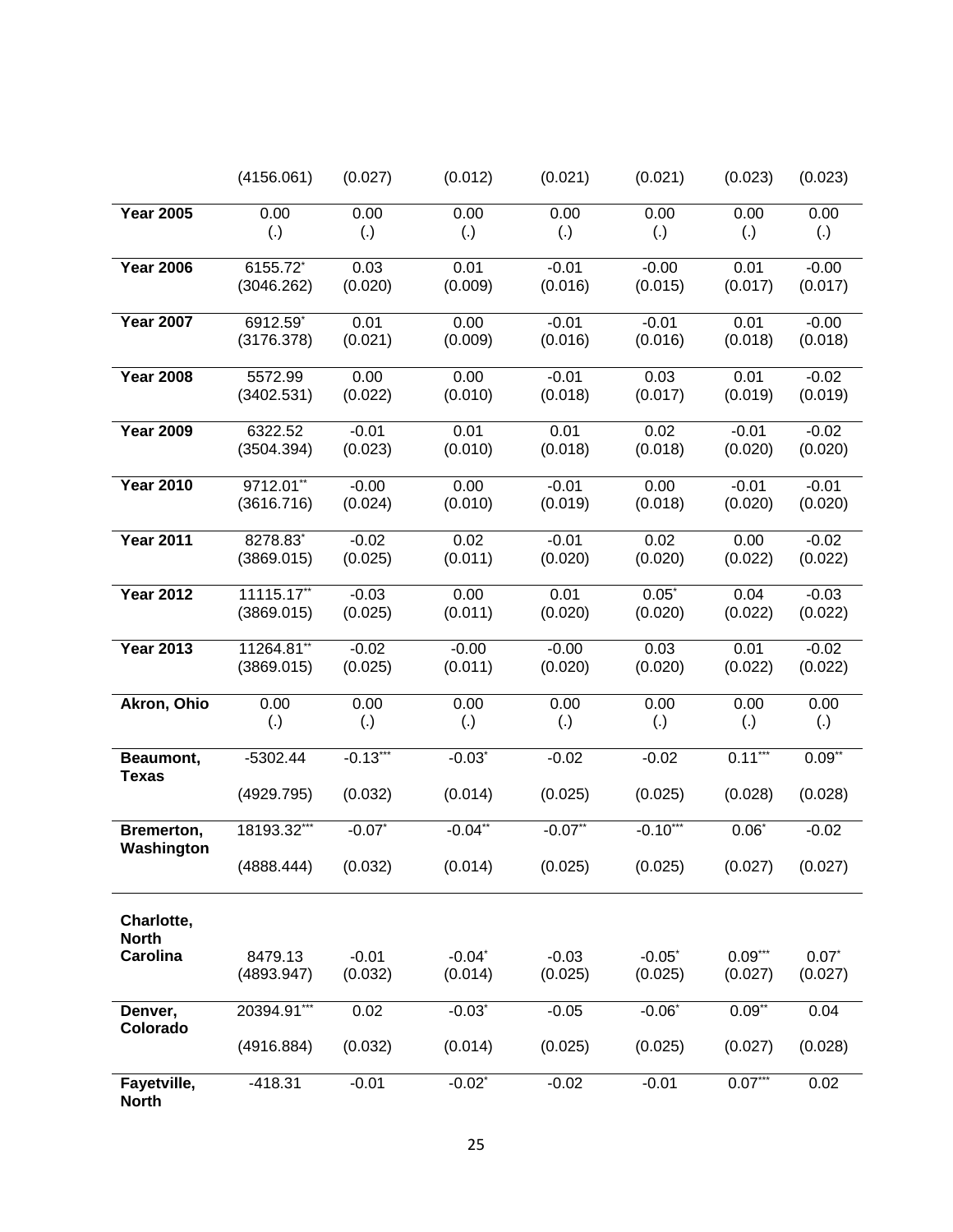| | | | | | | | |
|---|---|---|---|---|---|---|---|
| | (4156.061) | (0.027) | (0.012) | (0.021) | (0.021) | (0.023) | (0.023) |
| **Year 2005** | 0.00<br>(.) | 0.00<br>(.) | 0.00<br>(.) | 0.00<br>(.) | 0.00<br>(.) | 0.00<br>(.) | 0.00<br>(.) |
| **Year 2006** | 6155.72*<br>(3046.262) | 0.03<br>(0.020) | 0.01<br>(0.009) | -0.01<br>(0.016) | -0.00<br>(0.015) | 0.01<br>(0.017) | -0.00<br>(0.017) |
| **Year 2007** | 6912.59*<br>(3176.378) | 0.01<br>(0.021) | 0.00<br>(0.009) | -0.01<br>(0.016) | -0.01<br>(0.016) | 0.01<br>(0.018) | -0.00<br>(0.018) |
| **Year 2008** | 5572.99<br>(3402.531) | 0.00<br>(0.022) | 0.00<br>(0.010) | -0.01<br>(0.018) | 0.03<br>(0.017) | 0.01<br>(0.019) | -0.02<br>(0.019) |
| **Year 2009** | 6322.52<br>(3504.394) | -0.01<br>(0.023) | 0.01<br>(0.010) | 0.01<br>(0.018) | 0.02<br>(0.018) | -0.01<br>(0.020) | -0.02<br>(0.020) |
| **Year 2010** | 9712.01**<br>(3616.716) | -0.00<br>(0.024) | 0.00<br>(0.010) | -0.01<br>(0.019) | 0.00<br>(0.018) | -0.01<br>(0.020) | -0.01<br>(0.020) |
| **Year 2011** | 8278.83*<br>(3869.015) | -0.02<br>(0.025) | 0.02<br>(0.011) | -0.01<br>(0.020) | 0.02<br>(0.020) | 0.00<br>(0.022) | -0.02<br>(0.022) |
| **Year 2012** | 11115.17**<br>(3869.015) | -0.03<br>(0.025) | 0.00<br>(0.011) | 0.01<br>(0.020) | 0.05*<br>(0.020) | 0.04<br>(0.022) | -0.03<br>(0.022) |
| **Year 2013** | 11264.81**<br>(3869.015) | -0.02<br>(0.025) | -0.00<br>(0.011) | -0.00<br>(0.020) | 0.03<br>(0.020) | 0.01<br>(0.022) | -0.02<br>(0.022) |
| **Akron, Ohio** | 0.00<br>(.) | 0.00<br>(.) | 0.00<br>(.) | 0.00<br>(.) | 0.00<br>(.) | 0.00<br>(.) | 0.00<br>(.) |
| **Beaumont, Texas** | -5302.44<br>(4929.795) | -0.13***<br>(0.032) | -0.03*<br>(0.014) | -0.02<br>(0.025) | -0.02<br>(0.025) | 0.11***<br>(0.028) | 0.09**<br>(0.028) |
| **Bremerton, Washington** | 18193.32***<br>(4888.444) | -0.07*<br>(0.032) | -0.04**<br>(0.014) | -0.07**<br>(0.025) | -0.10***<br>(0.025) | 0.06*<br>(0.027) | -0.02<br>(0.027) |
| **Charlotte, North Carolina** | 8479.13<br>(4893.947) | -0.01<br>(0.032) | -0.04*<br>(0.014) | -0.03<br>(0.025) | -0.05*<br>(0.025) | 0.09***<br>(0.027) | 0.07*<br>(0.027) |
| **Denver, Colorado** | 20394.91***<br>(4916.884) | 0.02<br>(0.032) | -0.03*<br>(0.014) | -0.05<br>(0.025) | -0.06*<br>(0.025) | 0.09**<br>(0.027) | 0.04<br>(0.028) |
| **Fayetville, North** | -418.31 | -0.01 | -0.02* | -0.02 | -0.01 | 0.07*** | 0.02 |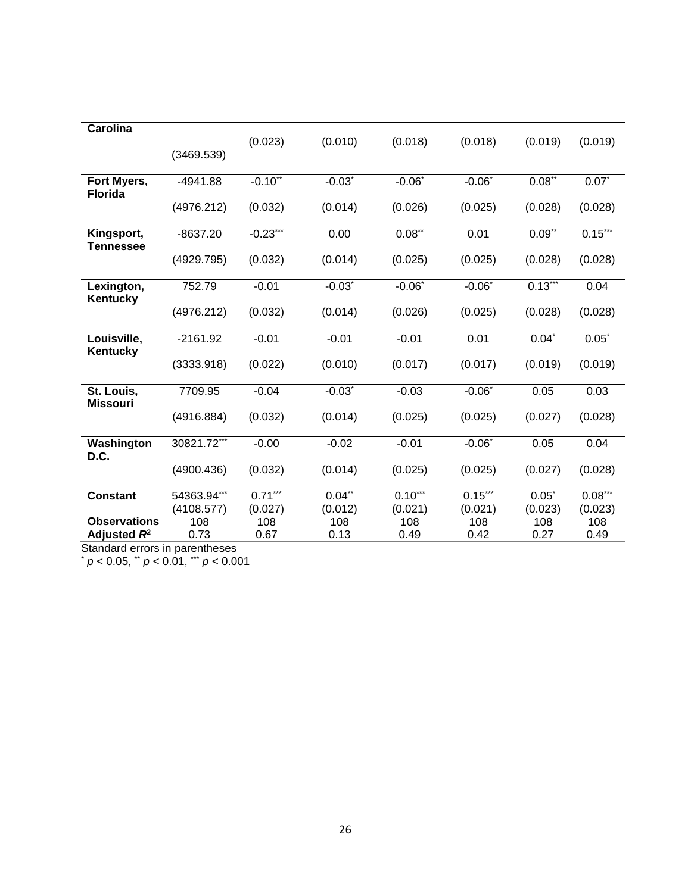| | | | | | | | |
|---|---|---|---|---|---|---|---|
| **Carolina** | | (0.023) | (0.010) | (0.018) | (0.018) | (0.019) | (0.019) |
| | (3469.539) | | | | | | |
| **Fort Myers, Florida** | -4941.88 | $-0.10^{**}$ | $-0.03^{*}$ | $-0.06^{*}$ | $-0.06^{*}$ | $0.08^{**}$ | $0.07^{*}$ |
| | (4976.212) | (0.032) | (0.014) | (0.026) | (0.025) | (0.028) | (0.028) |
| **Kingsport, Tennessee** | -8637.20 | $-0.23^{***}$ | 0.00 | $0.08^{**}$ | 0.01 | $0.09^{**}$ | $0.15^{***}$ |
| | (4929.795) | (0.032) | (0.014) | (0.025) | (0.025) | (0.028) | (0.028) |
| **Lexington, Kentucky** | 752.79 | -0.01 | $-0.03^{*}$ | $-0.06^{*}$ | $-0.06^{*}$ | $0.13^{***}$ | 0.04 |
| | (4976.212) | (0.032) | (0.014) | (0.026) | (0.025) | (0.028) | (0.028) |
| **Louisville, Kentucky** | -2161.92 | -0.01 | -0.01 | -0.01 | 0.01 | $0.04^{*}$ | $0.05^{*}$ |
| | (3333.918) | (0.022) | (0.010) | (0.017) | (0.017) | (0.019) | (0.019) |
| **St. Louis, Missouri** | 7709.95 | -0.04 | $-0.03^{*}$ | -0.03 | $-0.06^{*}$ | 0.05 | 0.03 |
| | (4916.884) | (0.032) | (0.014) | (0.025) | (0.025) | (0.027) | (0.028) |
| **Washington D.C.** | $30821.72^{***}$ | -0.00 | -0.02 | -0.01 | $-0.06^{*}$ | 0.05 | 0.04 |
| | (4900.436) | (0.032) | (0.014) | (0.025) | (0.025) | (0.027) | (0.028) |
| **Constant** | $54363.94^{***}$ | $0.71^{***}$ | $0.04^{**}$ | $0.10^{***}$ | $0.15^{***}$ | $0.05^{*}$ | $0.08^{***}$ |
| | (4108.577) | (0.027) | (0.012) | (0.021) | (0.021) | (0.023) | (0.023) |
| **Observations** | 108 | 108 | 108 | 108 | 108 | 108 | 108 |
| **Adjusted $R^2$** | 0.73 | 0.67 | 0.13 | 0.49 | 0.42 | 0.27 | 0.49 |

Standard errors in parentheses
$^{*}$ $p < 0.05$, $^{**}$ $p < 0.01$, $^{***}$ $p < 0.001$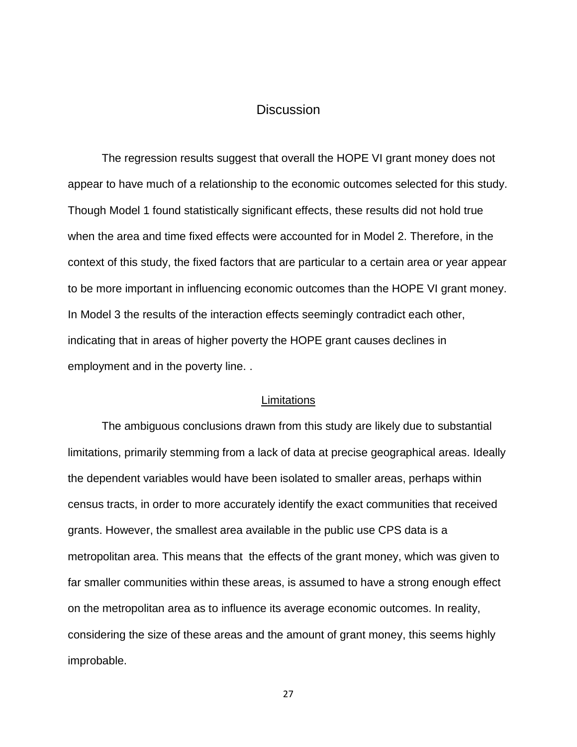# Discussion

The regression results suggest that overall the HOPE VI grant money does not appear to have much of a relationship to the economic outcomes selected for this study. Though Model 1 found statistically significant effects, these results did not hold true when the area and time fixed effects were accounted for in Model 2. Therefore, in the context of this study, the fixed factors that are particular to a certain area or year appear to be more important in influencing economic outcomes than the HOPE VI grant money. In Model 3 the results of the interaction effects seemingly contradict each other, indicating that in areas of higher poverty the HOPE grant causes declines in employment and in the poverty line. .

## Limitations

The ambiguous conclusions drawn from this study are likely due to substantial limitations, primarily stemming from a lack of data at precise geographical areas. Ideally the dependent variables would have been isolated to smaller areas, perhaps within census tracts, in order to more accurately identify the exact communities that received grants. However, the smallest area available in the public use CPS data is a metropolitan area. This means that the effects of the grant money, which was given to far smaller communities within these areas, is assumed to have a strong enough effect on the metropolitan area as to influence its average economic outcomes. In reality, considering the size of these areas and the amount of grant money, this seems highly improbable.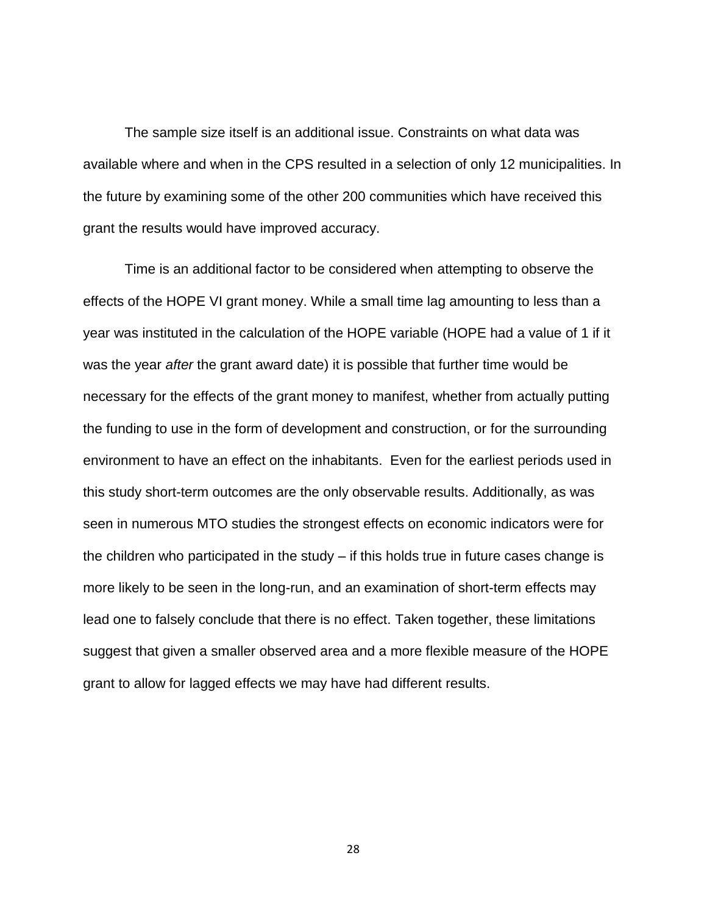The sample size itself is an additional issue. Constraints on what data was available where and when in the CPS resulted in a selection of only 12 municipalities. In the future by examining some of the other 200 communities which have received this grant the results would have improved accuracy.

Time is an additional factor to be considered when attempting to observe the effects of the HOPE VI grant money. While a small time lag amounting to less than a year was instituted in the calculation of the HOPE variable (HOPE had a value of 1 if it was the year *after* the grant award date) it is possible that further time would be necessary for the effects of the grant money to manifest, whether from actually putting the funding to use in the form of development and construction, or for the surrounding environment to have an effect on the inhabitants. Even for the earliest periods used in this study short-term outcomes are the only observable results. Additionally, as was seen in numerous MTO studies the strongest effects on economic indicators were for the children who participated in the study – if this holds true in future cases change is more likely to be seen in the long-run, and an examination of short-term effects may lead one to falsely conclude that there is no effect. Taken together, these limitations suggest that given a smaller observed area and a more flexible measure of the HOPE grant to allow for lagged effects we may have had different results.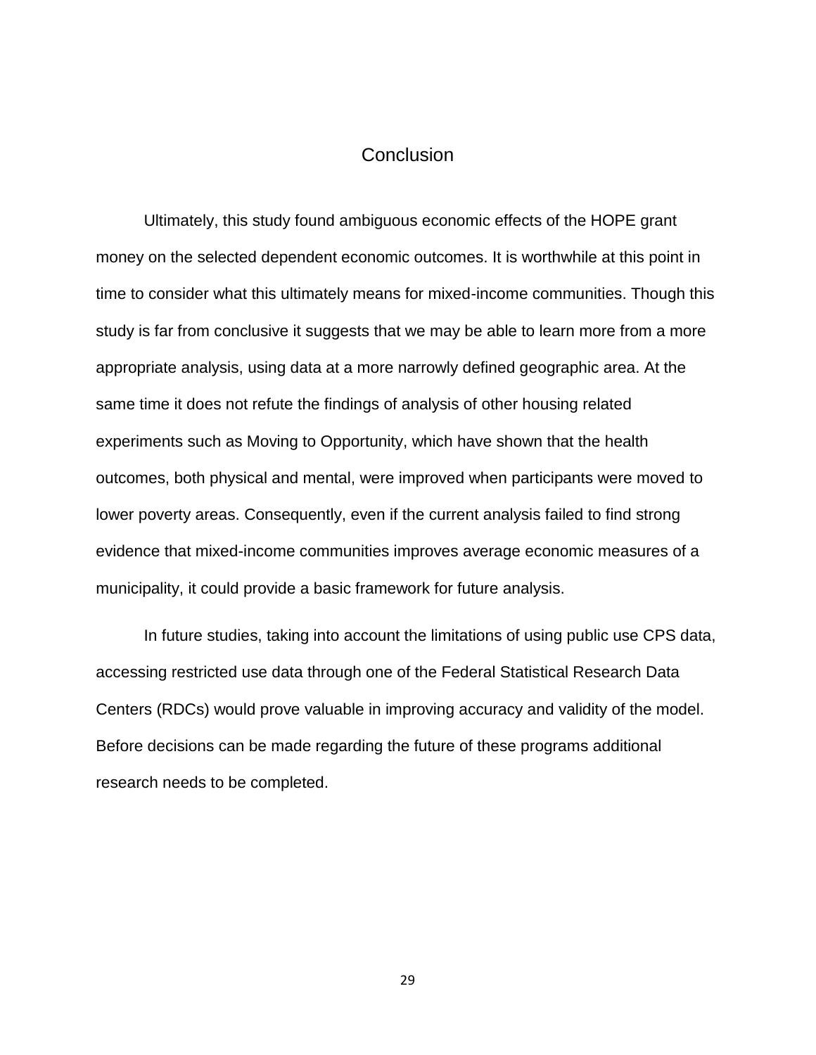# Conclusion

Ultimately, this study found ambiguous economic effects of the HOPE grant money on the selected dependent economic outcomes. It is worthwhile at this point in time to consider what this ultimately means for mixed-income communities. Though this study is far from conclusive it suggests that we may be able to learn more from a more appropriate analysis, using data at a more narrowly defined geographic area. At the same time it does not refute the findings of analysis of other housing related experiments such as Moving to Opportunity, which have shown that the health outcomes, both physical and mental, were improved when participants were moved to lower poverty areas. Consequently, even if the current analysis failed to find strong evidence that mixed-income communities improves average economic measures of a municipality, it could provide a basic framework for future analysis.

In future studies, taking into account the limitations of using public use CPS data, accessing restricted use data through one of the Federal Statistical Research Data Centers (RDCs) would prove valuable in improving accuracy and validity of the model. Before decisions can be made regarding the future of these programs additional research needs to be completed.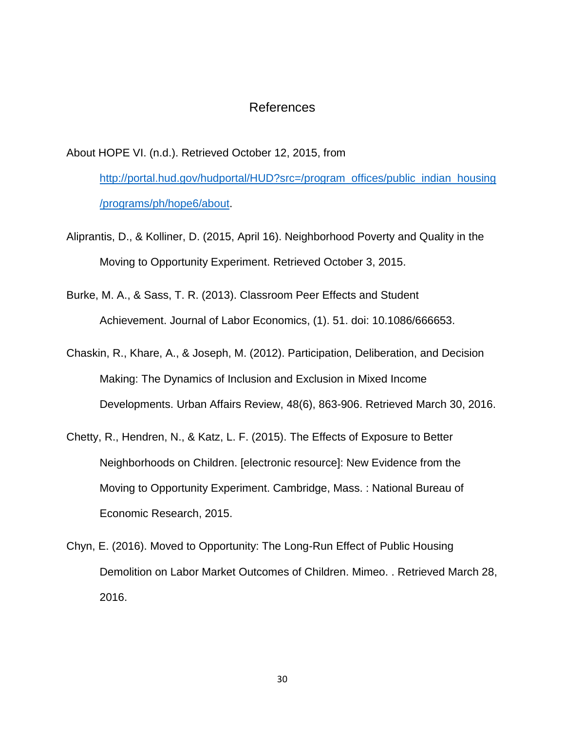# References

About HOPE VI. (n.d.). Retrieved October 12, 2015, from [http://portal.hud.gov/hudportal/HUD?src=/program_offices/public_indian_housing/programs/ph/hope6/about](http://portal.hud.gov/hudportal/HUD?src=/program_offices/public_indian_housing/programs/ph/hope6/about).

Aliprantis, D., & Kolliner, D. (2015, April 16). Neighborhood Poverty and Quality in the Moving to Opportunity Experiment. Retrieved October 3, 2015.

Burke, M. A., & Sass, T. R. (2013). Classroom Peer Effects and Student Achievement. Journal of Labor Economics, (1). 51. doi: 10.1086/666653.

Chaskin, R., Khare, A., & Joseph, M. (2012). Participation, Deliberation, and Decision Making: The Dynamics of Inclusion and Exclusion in Mixed Income Developments. Urban Affairs Review, 48(6), 863-906. Retrieved March 30, 2016.

Chetty, R., Hendren, N., & Katz, L. F. (2015). The Effects of Exposure to Better Neighborhoods on Children. [electronic resource]: New Evidence from the Moving to Opportunity Experiment. Cambridge, Mass. : National Bureau of Economic Research, 2015.

Chyn, E. (2016). Moved to Opportunity: The Long-Run Effect of Public Housing Demolition on Labor Market Outcomes of Children. Mimeo. . Retrieved March 28, 2016.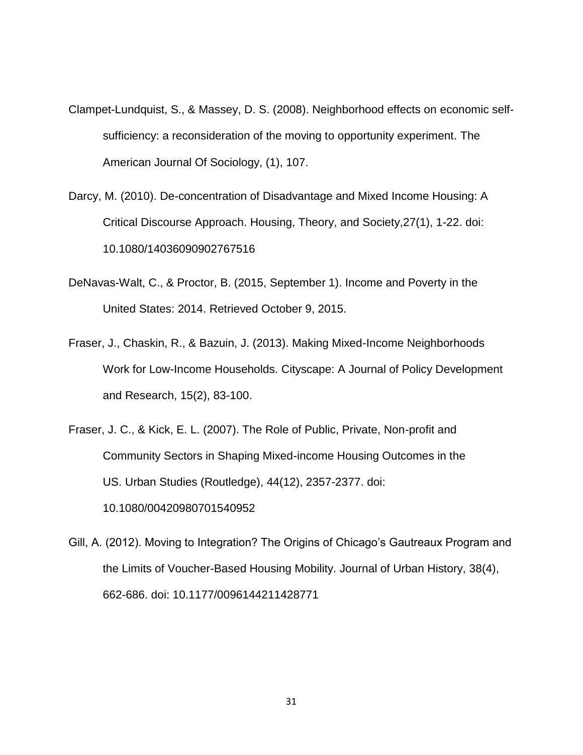Clampet-Lundquist, S., & Massey, D. S. (2008). Neighborhood effects on economic self-sufficiency: a reconsideration of the moving to opportunity experiment. The American Journal Of Sociology, (1), 107.

Darcy, M. (2010). De-concentration of Disadvantage and Mixed Income Housing: A Critical Discourse Approach. Housing, Theory, and Society,27(1), 1-22. doi: 10.1080/14036090902767516

DeNavas-Walt, C., & Proctor, B. (2015, September 1). Income and Poverty in the United States: 2014. Retrieved October 9, 2015.

Fraser, J., Chaskin, R., & Bazuin, J. (2013). Making Mixed-Income Neighborhoods Work for Low-Income Households. Cityscape: A Journal of Policy Development and Research, 15(2), 83-100.

Fraser, J. C., & Kick, E. L. (2007). The Role of Public, Private, Non-profit and Community Sectors in Shaping Mixed-income Housing Outcomes in the US. Urban Studies (Routledge), 44(12), 2357-2377. doi: 10.1080/00420980701540952

Gill, A. (2012). Moving to Integration? The Origins of Chicago's Gautreaux Program and the Limits of Voucher-Based Housing Mobility. Journal of Urban History, 38(4), 662-686. doi: 10.1177/0096144211428771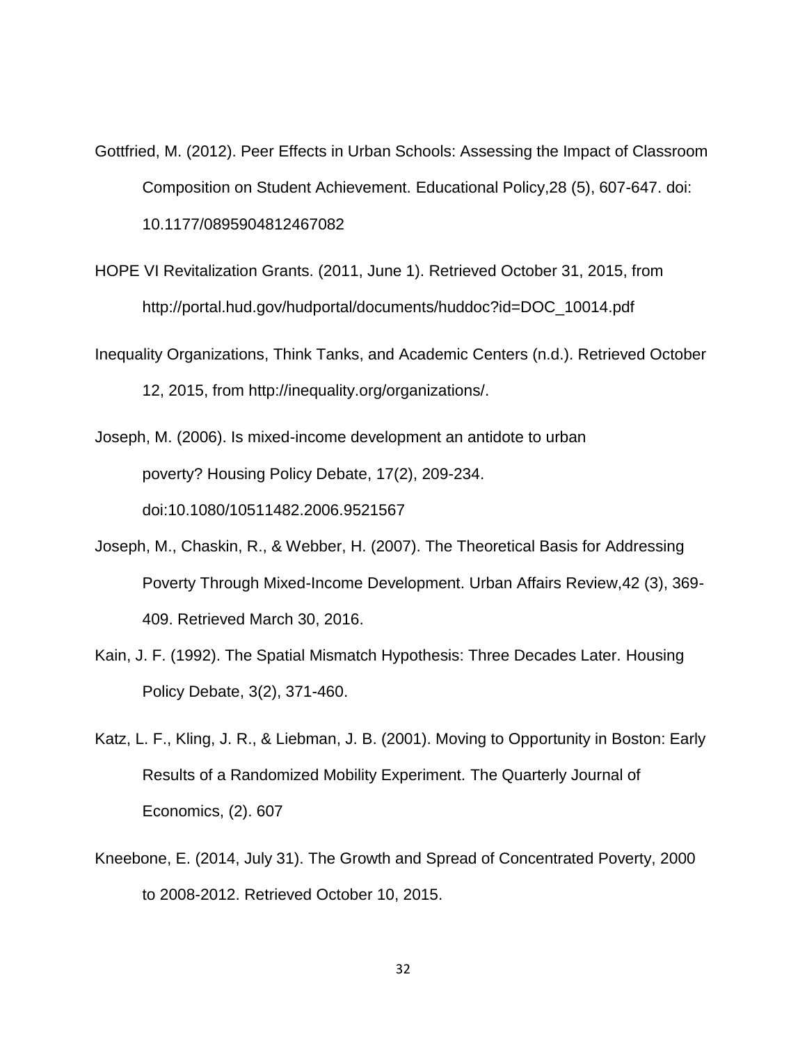Gottfried, M. (2012). Peer Effects in Urban Schools: Assessing the Impact of Classroom Composition on Student Achievement. Educational Policy,28 (5), 607-647. doi: 10.1177/0895904812467082

HOPE VI Revitalization Grants. (2011, June 1). Retrieved October 31, 2015, from http://portal.hud.gov/hudportal/documents/huddoc?id=DOC_10014.pdf

Inequality Organizations, Think Tanks, and Academic Centers (n.d.). Retrieved October 12, 2015, from http://inequality.org/organizations/.

Joseph, M. (2006). Is mixed-income development an antidote to urban poverty? Housing Policy Debate, 17(2), 209-234. doi:10.1080/10511482.2006.9521567

Joseph, M., Chaskin, R., & Webber, H. (2007). The Theoretical Basis for Addressing Poverty Through Mixed-Income Development. Urban Affairs Review,42 (3), 369-409. Retrieved March 30, 2016.

Kain, J. F. (1992). The Spatial Mismatch Hypothesis: Three Decades Later. Housing Policy Debate, 3(2), 371-460.

Katz, L. F., Kling, J. R., & Liebman, J. B. (2001). Moving to Opportunity in Boston: Early Results of a Randomized Mobility Experiment. The Quarterly Journal of Economics, (2). 607

Kneebone, E. (2014, July 31). The Growth and Spread of Concentrated Poverty, 2000 to 2008-2012. Retrieved October 10, 2015.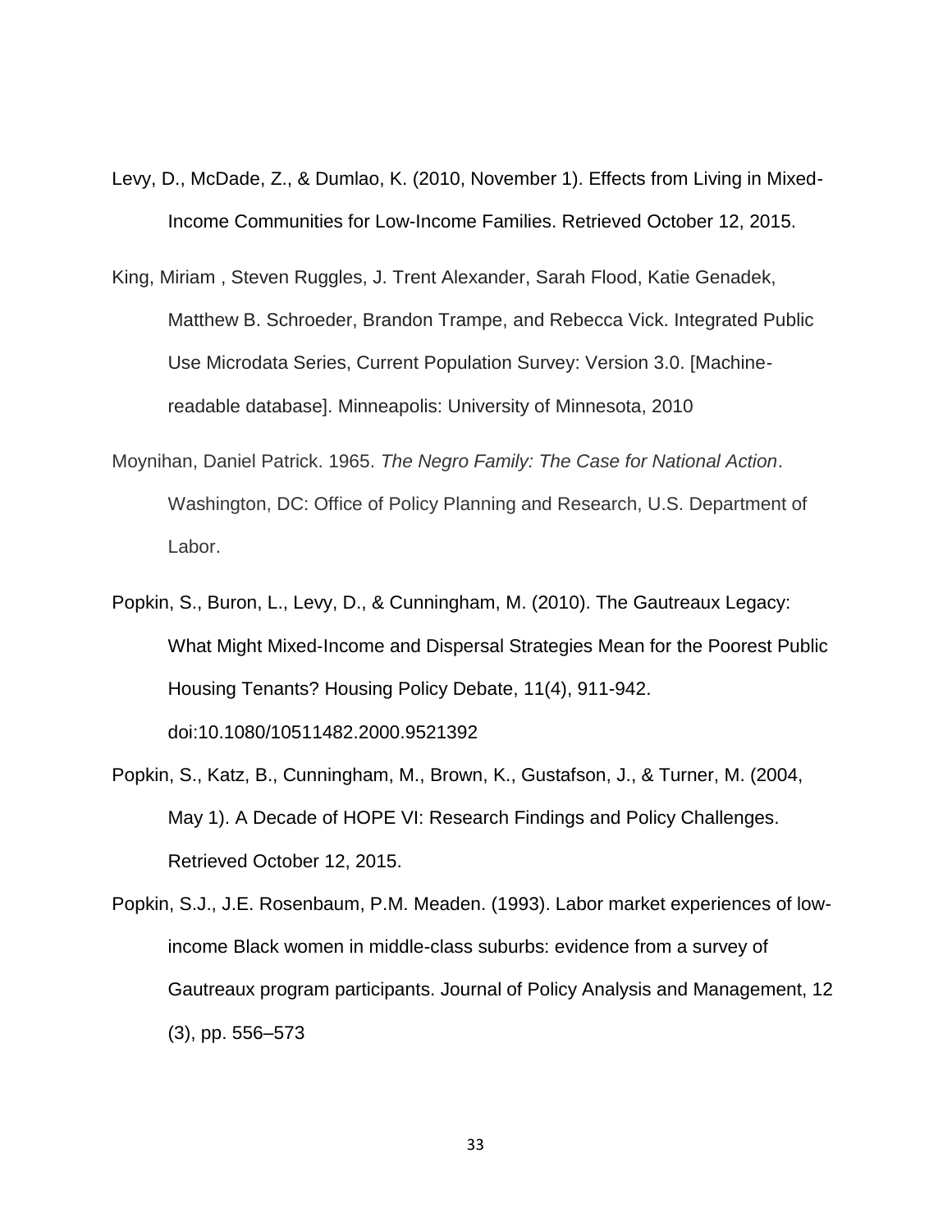Levy, D., McDade, Z., & Dumlao, K. (2010, November 1). Effects from Living in Mixed-Income Communities for Low-Income Families. Retrieved October 12, 2015.

King, Miriam , Steven Ruggles, J. Trent Alexander, Sarah Flood, Katie Genadek, Matthew B. Schroeder, Brandon Trampe, and Rebecca Vick. Integrated Public Use Microdata Series, Current Population Survey: Version 3.0. [Machine-readable database]. Minneapolis: University of Minnesota, 2010

Moynihan, Daniel Patrick. 1965. *The Negro Family: The Case for National Action*. Washington, DC: Office of Policy Planning and Research, U.S. Department of Labor.

Popkin, S., Buron, L., Levy, D., & Cunningham, M. (2010). The Gautreaux Legacy: What Might Mixed-Income and Dispersal Strategies Mean for the Poorest Public Housing Tenants? Housing Policy Debate, 11(4), 911-942. doi:10.1080/10511482.2000.9521392

Popkin, S., Katz, B., Cunningham, M., Brown, K., Gustafson, J., & Turner, M. (2004, May 1). A Decade of HOPE VI: Research Findings and Policy Challenges. Retrieved October 12, 2015.

Popkin, S.J., J.E. Rosenbaum, P.M. Meaden. (1993). Labor market experiences of low-income Black women in middle-class suburbs: evidence from a survey of Gautreaux program participants. Journal of Policy Analysis and Management, 12 (3), pp. 556–573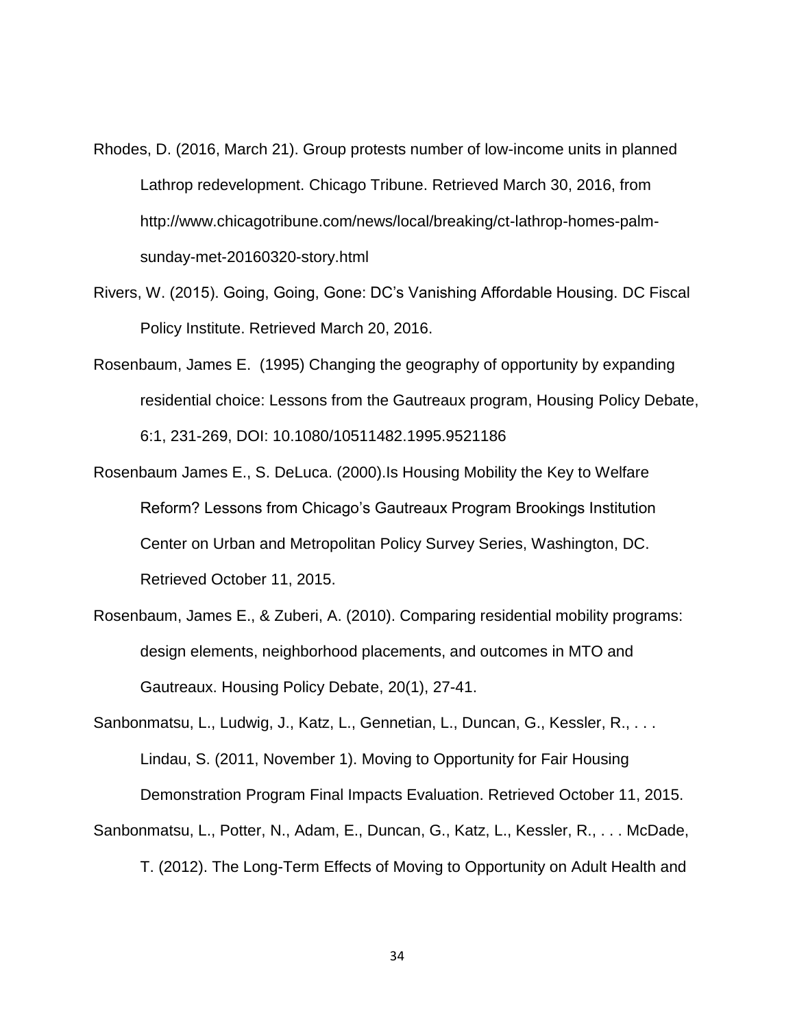Rhodes, D. (2016, March 21). Group protests number of low-income units in planned Lathrop redevelopment. Chicago Tribune. Retrieved March 30, 2016, from http://www.chicagotribune.com/news/local/breaking/ct-lathrop-homes-palm-sunday-met-20160320-story.html

Rivers, W. (2015). Going, Going, Gone: DC's Vanishing Affordable Housing. DC Fiscal Policy Institute. Retrieved March 20, 2016.

Rosenbaum, James E. (1995) Changing the geography of opportunity by expanding residential choice: Lessons from the Gautreaux program, Housing Policy Debate, 6:1, 231-269, DOI: 10.1080/10511482.1995.9521186

Rosenbaum James E., S. DeLuca. (2000).Is Housing Mobility the Key to Welfare Reform? Lessons from Chicago's Gautreaux Program Brookings Institution Center on Urban and Metropolitan Policy Survey Series, Washington, DC. Retrieved October 11, 2015.

Rosenbaum, James E., & Zuberi, A. (2010). Comparing residential mobility programs: design elements, neighborhood placements, and outcomes in MTO and Gautreaux. Housing Policy Debate, 20(1), 27-41.

Sanbonmatsu, L., Ludwig, J., Katz, L., Gennetian, L., Duncan, G., Kessler, R., . . . Lindau, S. (2011, November 1). Moving to Opportunity for Fair Housing Demonstration Program Final Impacts Evaluation. Retrieved October 11, 2015.

Sanbonmatsu, L., Potter, N., Adam, E., Duncan, G., Katz, L., Kessler, R., . . . McDade, T. (2012). The Long-Term Effects of Moving to Opportunity on Adult Health and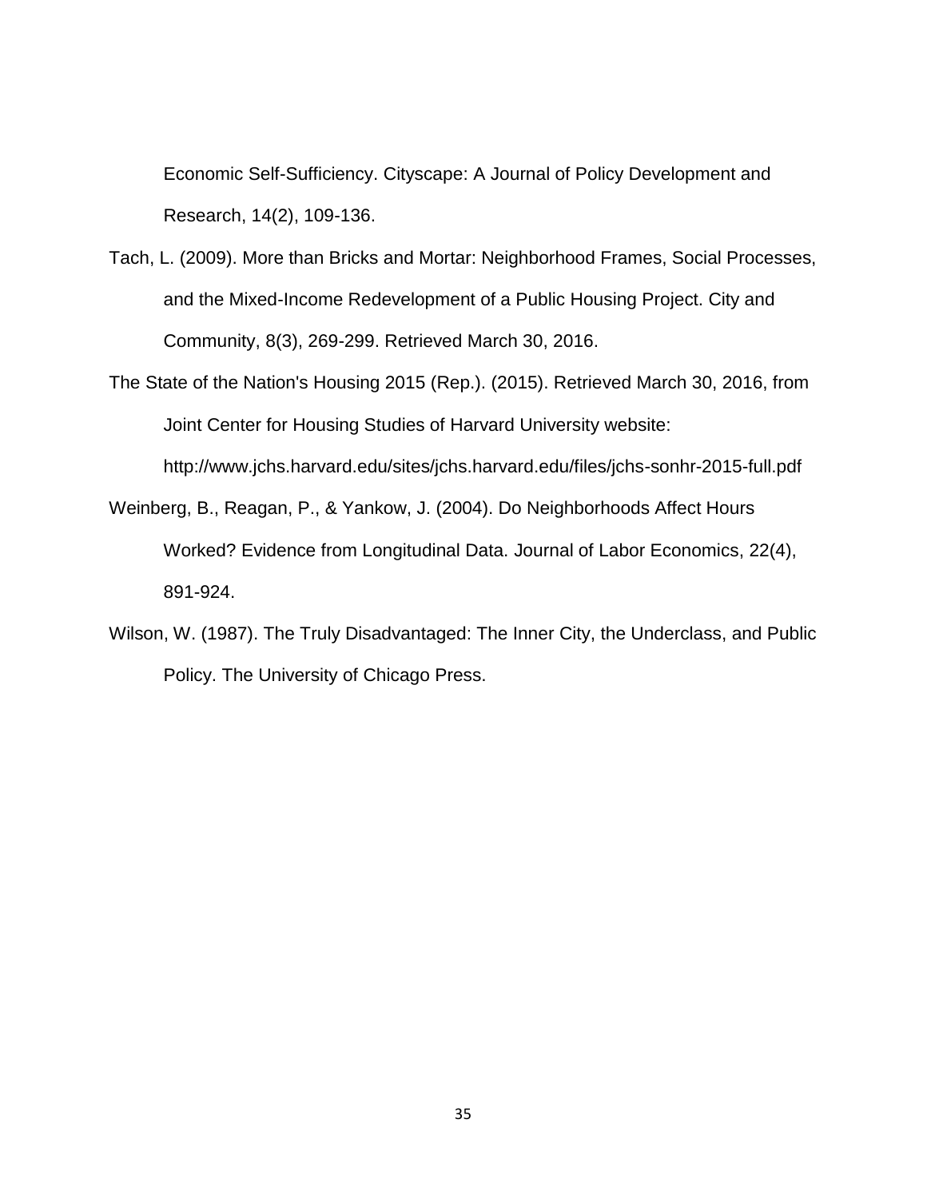Economic Self-Sufficiency. Cityscape: A Journal of Policy Development and Research, 14(2), 109-136.

Tach, L. (2009). More than Bricks and Mortar: Neighborhood Frames, Social Processes, and the Mixed-Income Redevelopment of a Public Housing Project. City and Community, 8(3), 269-299. Retrieved March 30, 2016.

The State of the Nation's Housing 2015 (Rep.). (2015). Retrieved March 30, 2016, from Joint Center for Housing Studies of Harvard University website: http://www.jchs.harvard.edu/sites/jchs.harvard.edu/files/jchs-sonhr-2015-full.pdf

Weinberg, B., Reagan, P., & Yankow, J. (2004). Do Neighborhoods Affect Hours Worked? Evidence from Longitudinal Data. Journal of Labor Economics, 22(4), 891-924.

Wilson, W. (1987). The Truly Disadvantaged: The Inner City, the Underclass, and Public Policy. The University of Chicago Press.